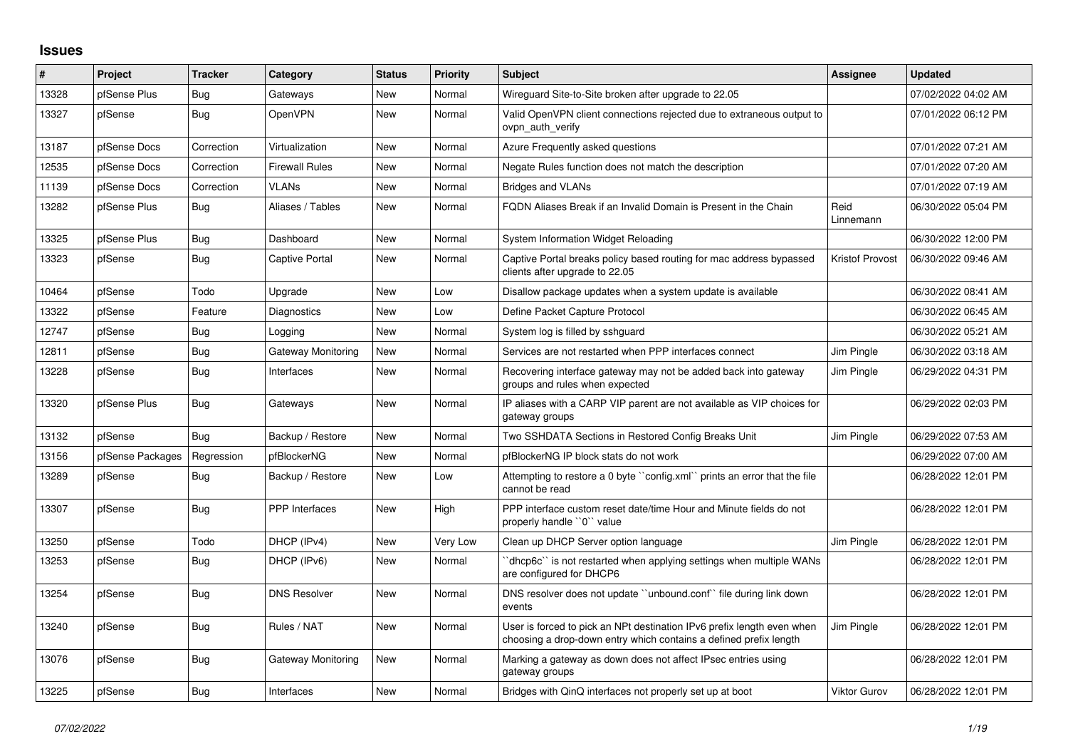## Issues

| # | Project | Tracker | Category | Status | Priority | Subject | Assignee | Updated |
|---|---|---|---|---|---|---|---|---|
| 13328 | pfSense Plus | Bug | Gateways | New | Normal | Wireguard Site-to-Site broken after upgrade to 22.05 | | 07/02/2022 04:02 AM |
| 13327 | pfSense | Bug | OpenVPN | New | Normal | Valid OpenVPN client connections rejected due to extraneous output to ovpn_auth_verify | | 07/01/2022 06:12 PM |
| 13187 | pfSense Docs | Correction | Virtualization | New | Normal | Azure Frequently asked questions | | 07/01/2022 07:21 AM |
| 12535 | pfSense Docs | Correction | Firewall Rules | New | Normal | Negate Rules function does not match the description | | 07/01/2022 07:20 AM |
| 11139 | pfSense Docs | Correction | VLANs | New | Normal | Bridges and VLANs | | 07/01/2022 07:19 AM |
| 13282 | pfSense Plus | Bug | Aliases / Tables | New | Normal | FQDN Aliases Break if an Invalid Domain is Present in the Chain | Reid Linnemann | 06/30/2022 05:04 PM |
| 13325 | pfSense Plus | Bug | Dashboard | New | Normal | System Information Widget Reloading | | 06/30/2022 12:00 PM |
| 13323 | pfSense | Bug | Captive Portal | New | Normal | Captive Portal breaks policy based routing for mac address bypassed clients after upgrade to 22.05 | Kristof Provost | 06/30/2022 09:46 AM |
| 10464 | pfSense | Todo | Upgrade | New | Low | Disallow package updates when a system update is available | | 06/30/2022 08:41 AM |
| 13322 | pfSense | Feature | Diagnostics | New | Low | Define Packet Capture Protocol | | 06/30/2022 06:45 AM |
| 12747 | pfSense | Bug | Logging | New | Normal | System log is filled by sshguard | | 06/30/2022 05:21 AM |
| 12811 | pfSense | Bug | Gateway Monitoring | New | Normal | Services are not restarted when PPP interfaces connect | Jim Pingle | 06/30/2022 03:18 AM |
| 13228 | pfSense | Bug | Interfaces | New | Normal | Recovering interface gateway may not be added back into gateway groups and rules when expected | Jim Pingle | 06/29/2022 04:31 PM |
| 13320 | pfSense Plus | Bug | Gateways | New | Normal | IP aliases with a CARP VIP parent are not available as VIP choices for gateway groups | | 06/29/2022 02:03 PM |
| 13132 | pfSense | Bug | Backup / Restore | New | Normal | Two SSHDATA Sections in Restored Config Breaks Unit | Jim Pingle | 06/29/2022 07:53 AM |
| 13156 | pfSense Packages | Regression | pfBlockerNG | New | Normal | pfBlockerNG IP block stats do not work | | 06/29/2022 07:00 AM |
| 13289 | pfSense | Bug | Backup / Restore | New | Low | Attempting to restore a 0 byte ``config.xml`` prints an error that the file cannot be read | | 06/28/2022 12:01 PM |
| 13307 | pfSense | Bug | PPP Interfaces | New | High | PPP interface custom reset date/time Hour and Minute fields do not properly handle ``0`` value | | 06/28/2022 12:01 PM |
| 13250 | pfSense | Todo | DHCP (IPv4) | New | Very Low | Clean up DHCP Server option language | Jim Pingle | 06/28/2022 12:01 PM |
| 13253 | pfSense | Bug | DHCP (IPv6) | New | Normal | ``dhcp6c`` is not restarted when applying settings when multiple WANs are configured for DHCP6 | | 06/28/2022 12:01 PM |
| 13254 | pfSense | Bug | DNS Resolver | New | Normal | DNS resolver does not update ``unbound.conf`` file during link down events | | 06/28/2022 12:01 PM |
| 13240 | pfSense | Bug | Rules / NAT | New | Normal | User is forced to pick an NPt destination IPv6 prefix length even when choosing a drop-down entry which contains a defined prefix length | Jim Pingle | 06/28/2022 12:01 PM |
| 13076 | pfSense | Bug | Gateway Monitoring | New | Normal | Marking a gateway as down does not affect IPsec entries using gateway groups | | 06/28/2022 12:01 PM |
| 13225 | pfSense | Bug | Interfaces | New | Normal | Bridges with QinQ interfaces not properly set up at boot | Viktor Gurov | 06/28/2022 12:01 PM |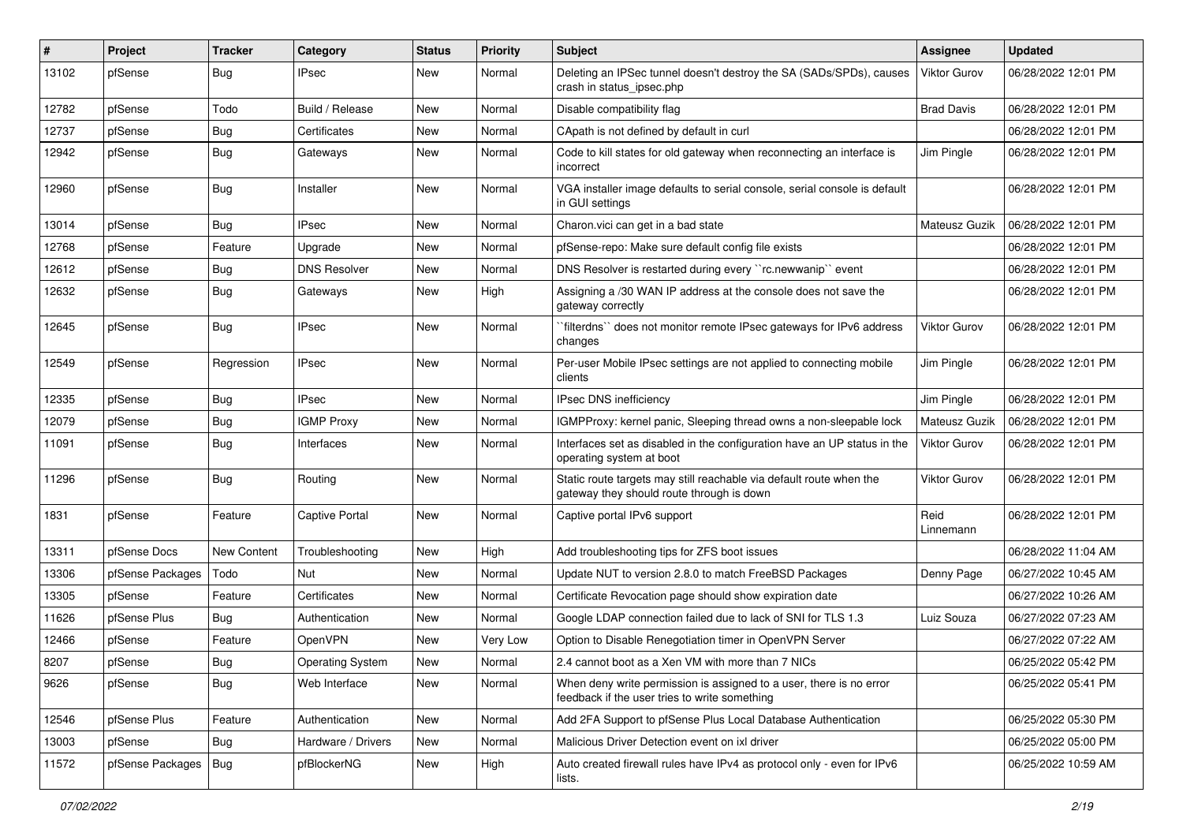| # | Project | Tracker | Category | Status | Priority | Subject | Assignee | Updated |
| --- | --- | --- | --- | --- | --- | --- | --- | --- |
| 13102 | pfSense | Bug | IPsec | New | Normal | Deleting an IPSec tunnel doesn't destroy the SA (SADs/SPDs), causes crash in status_ipsec.php | Viktor Gurov | 06/28/2022 12:01 PM |
| 12782 | pfSense | Todo | Build / Release | New | Normal | Disable compatibility flag | Brad Davis | 06/28/2022 12:01 PM |
| 12737 | pfSense | Bug | Certificates | New | Normal | CApath is not defined by default in curl | | 06/28/2022 12:01 PM |
| 12942 | pfSense | Bug | Gateways | New | Normal | Code to kill states for old gateway when reconnecting an interface is incorrect | Jim Pingle | 06/28/2022 12:01 PM |
| 12960 | pfSense | Bug | Installer | New | Normal | VGA installer image defaults to serial console, serial console is default in GUI settings | | 06/28/2022 12:01 PM |
| 13014 | pfSense | Bug | IPsec | New | Normal | Charon.vici can get in a bad state | Mateusz Guzik | 06/28/2022 12:01 PM |
| 12768 | pfSense | Feature | Upgrade | New | Normal | pfSense-repo: Make sure default config file exists | | 06/28/2022 12:01 PM |
| 12612 | pfSense | Bug | DNS Resolver | New | Normal | DNS Resolver is restarted during every ``rc.newwanip`` event | | 06/28/2022 12:01 PM |
| 12632 | pfSense | Bug | Gateways | New | High | Assigning a /30 WAN IP address at the console does not save the gateway correctly | | 06/28/2022 12:01 PM |
| 12645 | pfSense | Bug | IPsec | New | Normal | ``filterdns`` does not monitor remote IPsec gateways for IPv6 address changes | Viktor Gurov | 06/28/2022 12:01 PM |
| 12549 | pfSense | Regression | IPsec | New | Normal | Per-user Mobile IPsec settings are not applied to connecting mobile clients | Jim Pingle | 06/28/2022 12:01 PM |
| 12335 | pfSense | Bug | IPsec | New | Normal | IPsec DNS inefficiency | Jim Pingle | 06/28/2022 12:01 PM |
| 12079 | pfSense | Bug | IGMP Proxy | New | Normal | IGMPProxy: kernel panic, Sleeping thread owns a non-sleepable lock | Mateusz Guzik | 06/28/2022 12:01 PM |
| 11091 | pfSense | Bug | Interfaces | New | Normal | Interfaces set as disabled in the configuration have an UP status in the operating system at boot | Viktor Gurov | 06/28/2022 12:01 PM |
| 11296 | pfSense | Bug | Routing | New | Normal | Static route targets may still reachable via default route when the gateway they should route through is down | Viktor Gurov | 06/28/2022 12:01 PM |
| 1831 | pfSense | Feature | Captive Portal | New | Normal | Captive portal IPv6 support | Reid Linnemann | 06/28/2022 12:01 PM |
| 13311 | pfSense Docs | New Content | Troubleshooting | New | High | Add troubleshooting tips for ZFS boot issues | | 06/28/2022 11:04 AM |
| 13306 | pfSense Packages | Todo | Nut | New | Normal | Update NUT to version 2.8.0 to match FreeBSD Packages | Denny Page | 06/27/2022 10:45 AM |
| 13305 | pfSense | Feature | Certificates | New | Normal | Certificate Revocation page should show expiration date | | 06/27/2022 10:26 AM |
| 11626 | pfSense Plus | Bug | Authentication | New | Normal | Google LDAP connection failed due to lack of SNI for TLS 1.3 | Luiz Souza | 06/27/2022 07:23 AM |
| 12466 | pfSense | Feature | OpenVPN | New | Very Low | Option to Disable Renegotiation timer in OpenVPN Server | | 06/27/2022 07:22 AM |
| 8207 | pfSense | Bug | Operating System | New | Normal | 2.4 cannot boot as a Xen VM with more than 7 NICs | | 06/25/2022 05:42 PM |
| 9626 | pfSense | Bug | Web Interface | New | Normal | When deny write permission is assigned to a user, there is no error feedback if the user tries to write something | | 06/25/2022 05:41 PM |
| 12546 | pfSense Plus | Feature | Authentication | New | Normal | Add 2FA Support to pfSense Plus Local Database Authentication | | 06/25/2022 05:30 PM |
| 13003 | pfSense | Bug | Hardware / Drivers | New | Normal | Malicious Driver Detection event on ixl driver | | 06/25/2022 05:00 PM |
| 11572 | pfSense Packages | Bug | pfBlockerNG | New | High | Auto created firewall rules have IPv4 as protocol only - even for IPv6 lists. | | 06/25/2022 10:59 AM |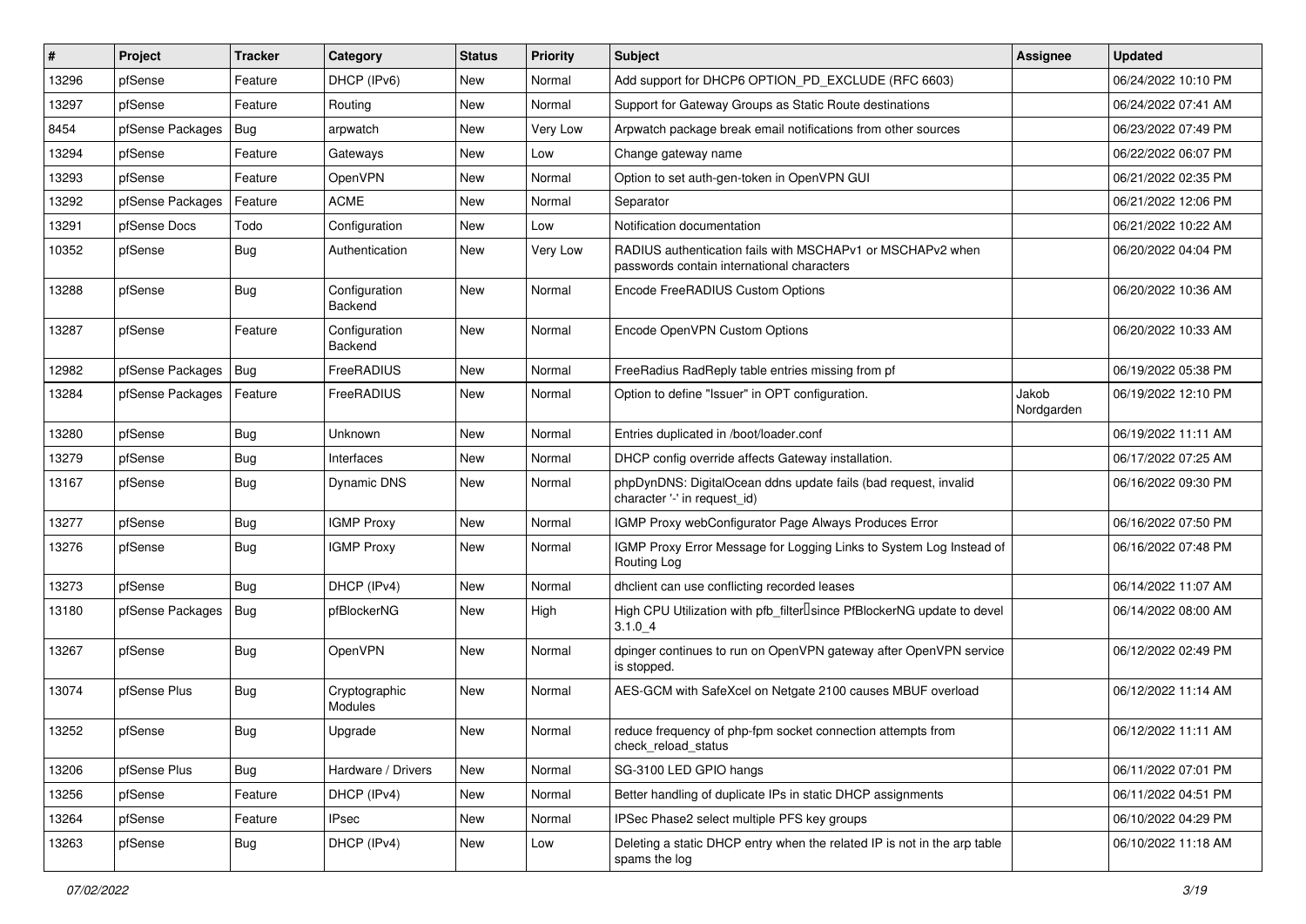| # | Project | Tracker | Category | Status | Priority | Subject | Assignee | Updated |
|---|---|---|---|---|---|---|---|---|
| 13296 | pfSense | Feature | DHCP (IPv6) | New | Normal | Add support for DHCP6 OPTION_PD_EXCLUDE (RFC 6603) | | 06/24/2022 10:10 PM |
| 13297 | pfSense | Feature | Routing | New | Normal | Support for Gateway Groups as Static Route destinations | | 06/24/2022 07:41 AM |
| 8454 | pfSense Packages | Bug | arpwatch | New | Very Low | Arpwatch package break email notifications from other sources | | 06/23/2022 07:49 PM |
| 13294 | pfSense | Feature | Gateways | New | Low | Change gateway name | | 06/22/2022 06:07 PM |
| 13293 | pfSense | Feature | OpenVPN | New | Normal | Option to set auth-gen-token in OpenVPN GUI | | 06/21/2022 02:35 PM |
| 13292 | pfSense Packages | Feature | ACME | New | Normal | Separator | | 06/21/2022 12:06 PM |
| 13291 | pfSense Docs | Todo | Configuration | New | Low | Notification documentation | | 06/21/2022 10:22 AM |
| 10352 | pfSense | Bug | Authentication | New | Very Low | RADIUS authentication fails with MSCHAPv1 or MSCHAPv2 when passwords contain international characters | | 06/20/2022 04:04 PM |
| 13288 | pfSense | Bug | Configuration Backend | New | Normal | Encode FreeRADIUS Custom Options | | 06/20/2022 10:36 AM |
| 13287 | pfSense | Feature | Configuration Backend | New | Normal | Encode OpenVPN Custom Options | | 06/20/2022 10:33 AM |
| 12982 | pfSense Packages | Bug | FreeRADIUS | New | Normal | FreeRadius RadReply table entries missing from pf | | 06/19/2022 05:38 PM |
| 13284 | pfSense Packages | Feature | FreeRADIUS | New | Normal | Option to define "Issuer" in OPT configuration. | Jakob Nordgarden | 06/19/2022 12:10 PM |
| 13280 | pfSense | Bug | Unknown | New | Normal | Entries duplicated in /boot/loader.conf | | 06/19/2022 11:11 AM |
| 13279 | pfSense | Bug | Interfaces | New | Normal | DHCP config override affects Gateway installation. | | 06/17/2022 07:25 AM |
| 13167 | pfSense | Bug | Dynamic DNS | New | Normal | phpDynDNS: DigitalOcean ddns update fails (bad request, invalid character '-' in request_id) | | 06/16/2022 09:30 PM |
| 13277 | pfSense | Bug | IGMP Proxy | New | Normal | IGMP Proxy webConfigurator Page Always Produces Error | | 06/16/2022 07:50 PM |
| 13276 | pfSense | Bug | IGMP Proxy | New | Normal | IGMP Proxy Error Message for Logging Links to System Log Instead of Routing Log | | 06/16/2022 07:48 PM |
| 13273 | pfSense | Bug | DHCP (IPv4) | New | Normal | dhclient can use conflicting recorded leases | | 06/14/2022 11:07 AM |
| 13180 | pfSense Packages | Bug | pfBlockerNG | New | High | High CPU Utilization with pfb_filter since PfBlockerNG update to devel 3.1.0_4 | | 06/14/2022 08:00 AM |
| 13267 | pfSense | Bug | OpenVPN | New | Normal | dpinger continues to run on OpenVPN gateway after OpenVPN service is stopped. | | 06/12/2022 02:49 PM |
| 13074 | pfSense Plus | Bug | Cryptographic Modules | New | Normal | AES-GCM with SafeXcel on Netgate 2100 causes MBUF overload | | 06/12/2022 11:14 AM |
| 13252 | pfSense | Bug | Upgrade | New | Normal | reduce frequency of php-fpm socket connection attempts from check_reload_status | | 06/12/2022 11:11 AM |
| 13206 | pfSense Plus | Bug | Hardware / Drivers | New | Normal | SG-3100 LED GPIO hangs | | 06/11/2022 07:01 PM |
| 13256 | pfSense | Feature | DHCP (IPv4) | New | Normal | Better handling of duplicate IPs in static DHCP assignments | | 06/11/2022 04:51 PM |
| 13264 | pfSense | Feature | IPsec | New | Normal | IPSec Phase2 select multiple PFS key groups | | 06/10/2022 04:29 PM |
| 13263 | pfSense | Bug | DHCP (IPv4) | New | Low | Deleting a static DHCP entry when the related IP is not in the arp table spams the log | | 06/10/2022 11:18 AM |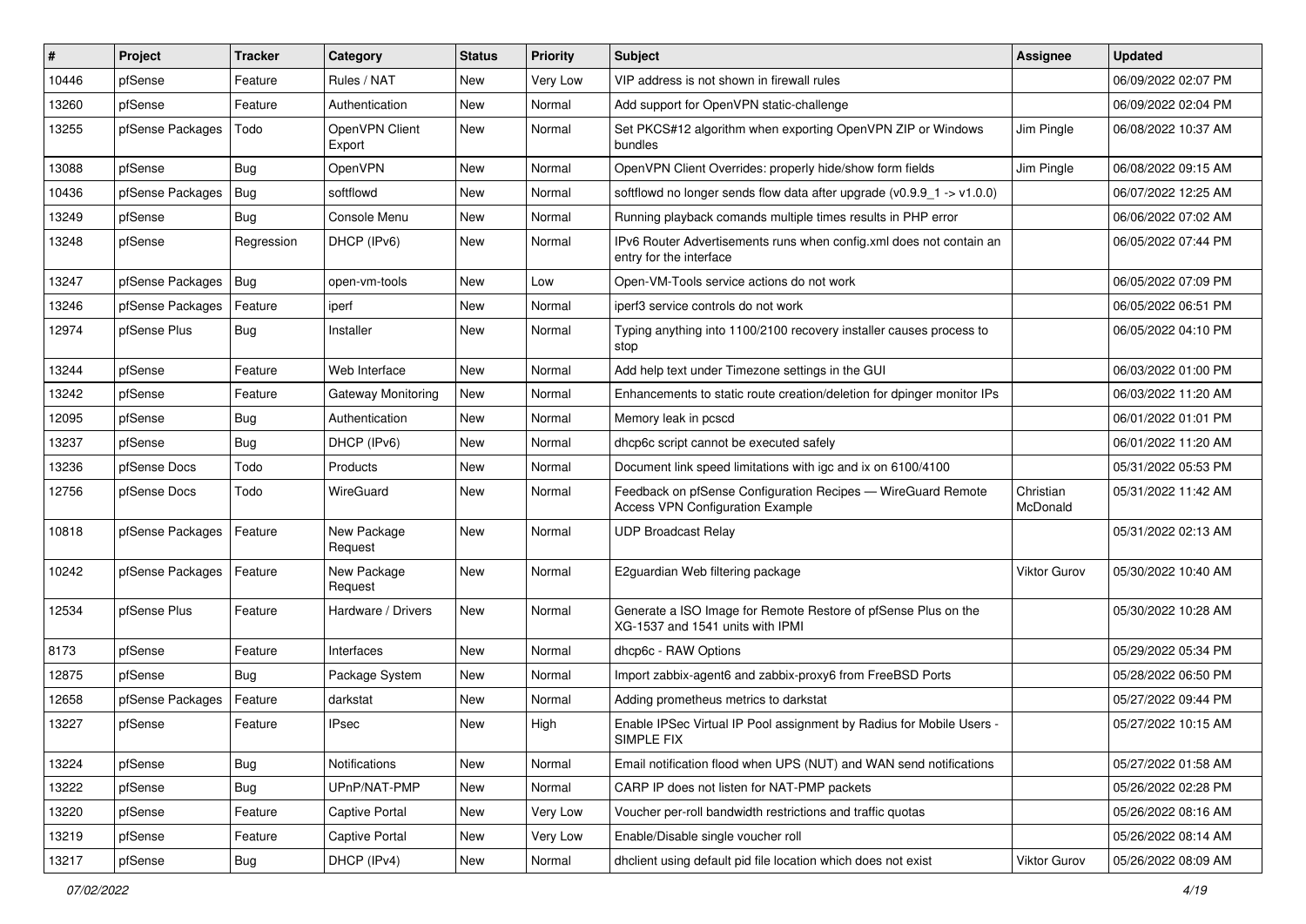| # | Project | Tracker | Category | Status | Priority | Subject | Assignee | Updated |
|---|---|---|---|---|---|---|---|---|
| 10446 | pfSense | Feature | Rules / NAT | New | Very Low | VIP address is not shown in firewall rules | | 06/09/2022 02:07 PM |
| 13260 | pfSense | Feature | Authentication | New | Normal | Add support for OpenVPN static-challenge | | 06/09/2022 02:04 PM |
| 13255 | pfSense Packages | Todo | OpenVPN Client Export | New | Normal | Set PKCS#12 algorithm when exporting OpenVPN ZIP or Windows bundles | Jim Pingle | 06/08/2022 10:37 AM |
| 13088 | pfSense | Bug | OpenVPN | New | Normal | OpenVPN Client Overrides: properly hide/show form fields | Jim Pingle | 06/08/2022 09:15 AM |
| 10436 | pfSense Packages | Bug | softflowd | New | Normal | softflowd no longer sends flow data after upgrade (v0.9.9_1 -> v1.0.0) | | 06/07/2022 12:25 AM |
| 13249 | pfSense | Bug | Console Menu | New | Normal | Running playback comands multiple times results in PHP error | | 06/06/2022 07:02 AM |
| 13248 | pfSense | Regression | DHCP (IPv6) | New | Normal | IPv6 Router Advertisements runs when config.xml does not contain an entry for the interface | | 06/05/2022 07:44 PM |
| 13247 | pfSense Packages | Bug | open-vm-tools | New | Low | Open-VM-Tools service actions do not work | | 06/05/2022 07:09 PM |
| 13246 | pfSense Packages | Feature | iperf | New | Normal | iperf3 service controls do not work | | 06/05/2022 06:51 PM |
| 12974 | pfSense Plus | Bug | Installer | New | Normal | Typing anything into 1100/2100 recovery installer causes process to stop | | 06/05/2022 04:10 PM |
| 13244 | pfSense | Feature | Web Interface | New | Normal | Add help text under Timezone settings in the GUI | | 06/03/2022 01:00 PM |
| 13242 | pfSense | Feature | Gateway Monitoring | New | Normal | Enhancements to static route creation/deletion for dpinger monitor IPs | | 06/03/2022 11:20 AM |
| 12095 | pfSense | Bug | Authentication | New | Normal | Memory leak in pcscd | | 06/01/2022 01:01 PM |
| 13237 | pfSense | Bug | DHCP (IPv6) | New | Normal | dhcp6c script cannot be executed safely | | 06/01/2022 11:20 AM |
| 13236 | pfSense Docs | Todo | Products | New | Normal | Document link speed limitations with igc and ix on 6100/4100 | | 05/31/2022 05:53 PM |
| 12756 | pfSense Docs | Todo | WireGuard | New | Normal | Feedback on pfSense Configuration Recipes — WireGuard Remote Access VPN Configuration Example | Christian McDonald | 05/31/2022 11:42 AM |
| 10818 | pfSense Packages | Feature | New Package Request | New | Normal | UDP Broadcast Relay | | 05/31/2022 02:13 AM |
| 10242 | pfSense Packages | Feature | New Package Request | New | Normal | E2guardian Web filtering package | Viktor Gurov | 05/30/2022 10:40 AM |
| 12534 | pfSense Plus | Feature | Hardware / Drivers | New | Normal | Generate a ISO Image for Remote Restore of pfSense Plus on the XG-1537 and 1541 units with IPMI | | 05/30/2022 10:28 AM |
| 8173 | pfSense | Feature | Interfaces | New | Normal | dhcp6c - RAW Options | | 05/29/2022 05:34 PM |
| 12875 | pfSense | Bug | Package System | New | Normal | Import zabbix-agent6 and zabbix-proxy6 from FreeBSD Ports | | 05/28/2022 06:50 PM |
| 12658 | pfSense Packages | Feature | darkstat | New | Normal | Adding prometheus metrics to darkstat | | 05/27/2022 09:44 PM |
| 13227 | pfSense | Feature | IPsec | New | High | Enable IPSec Virtual IP Pool assignment by Radius for Mobile Users - SIMPLE FIX | | 05/27/2022 10:15 AM |
| 13224 | pfSense | Bug | Notifications | New | Normal | Email notification flood when UPS (NUT) and WAN send notifications | | 05/27/2022 01:58 AM |
| 13222 | pfSense | Bug | UPnP/NAT-PMP | New | Normal | CARP IP does not listen for NAT-PMP packets | | 05/26/2022 02:28 PM |
| 13220 | pfSense | Feature | Captive Portal | New | Very Low | Voucher per-roll bandwidth restrictions and traffic quotas | | 05/26/2022 08:16 AM |
| 13219 | pfSense | Feature | Captive Portal | New | Very Low | Enable/Disable single voucher roll | | 05/26/2022 08:14 AM |
| 13217 | pfSense | Bug | DHCP (IPv4) | New | Normal | dhclient using default pid file location which does not exist | Viktor Gurov | 05/26/2022 08:09 AM |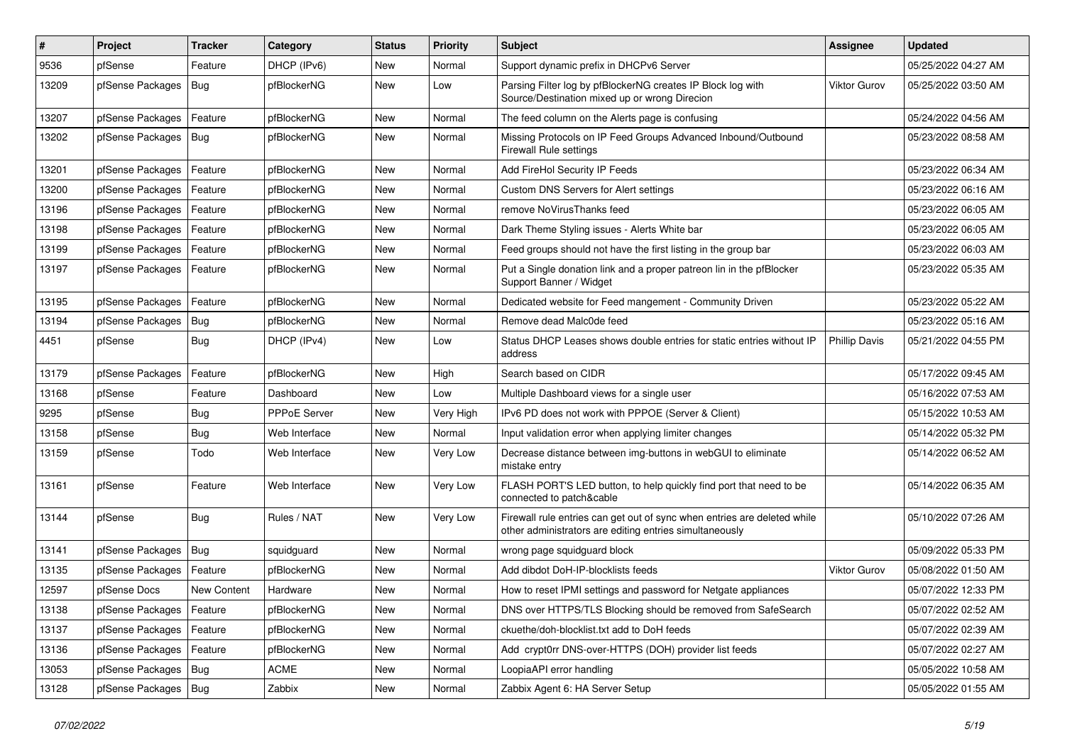| # | Project | Tracker | Category | Status | Priority | Subject | Assignee | Updated |
|---|---|---|---|---|---|---|---|---|
| 9536 | pfSense | Feature | DHCP (IPv6) | New | Normal | Support dynamic prefix in DHCPv6 Server | | 05/25/2022 04:27 AM |
| 13209 | pfSense Packages | Bug | pfBlockerNG | New | Low | Parsing Filter log by pfBlockerNG creates IP Block log with Source/Destination mixed up or wrong Direcion | Viktor Gurov | 05/25/2022 03:50 AM |
| 13207 | pfSense Packages | Feature | pfBlockerNG | New | Normal | The feed column on the Alerts page is confusing | | 05/24/2022 04:56 AM |
| 13202 | pfSense Packages | Bug | pfBlockerNG | New | Normal | Missing Protocols on IP Feed Groups Advanced Inbound/Outbound Firewall Rule settings | | 05/23/2022 08:58 AM |
| 13201 | pfSense Packages | Feature | pfBlockerNG | New | Normal | Add FireHol Security IP Feeds | | 05/23/2022 06:34 AM |
| 13200 | pfSense Packages | Feature | pfBlockerNG | New | Normal | Custom DNS Servers for Alert settings | | 05/23/2022 06:16 AM |
| 13196 | pfSense Packages | Feature | pfBlockerNG | New | Normal | remove NoVirusThanks feed | | 05/23/2022 06:05 AM |
| 13198 | pfSense Packages | Feature | pfBlockerNG | New | Normal | Dark Theme Styling issues - Alerts White bar | | 05/23/2022 06:05 AM |
| 13199 | pfSense Packages | Feature | pfBlockerNG | New | Normal | Feed groups should not have the first listing in the group bar | | 05/23/2022 06:03 AM |
| 13197 | pfSense Packages | Feature | pfBlockerNG | New | Normal | Put a Single donation link and a proper patreon lin in the pfBlocker Support Banner / Widget | | 05/23/2022 05:35 AM |
| 13195 | pfSense Packages | Feature | pfBlockerNG | New | Normal | Dedicated website for Feed mangement - Community Driven | | 05/23/2022 05:22 AM |
| 13194 | pfSense Packages | Bug | pfBlockerNG | New | Normal | Remove dead Malc0de feed | | 05/23/2022 05:16 AM |
| 4451 | pfSense | Bug | DHCP (IPv4) | New | Low | Status DHCP Leases shows double entries for static entries without IP address | Phillip Davis | 05/21/2022 04:55 PM |
| 13179 | pfSense Packages | Feature | pfBlockerNG | New | High | Search based on CIDR | | 05/17/2022 09:45 AM |
| 13168 | pfSense | Feature | Dashboard | New | Low | Multiple Dashboard views for a single user | | 05/16/2022 07:53 AM |
| 9295 | pfSense | Bug | PPPoE Server | New | Very High | IPv6 PD does not work with PPPOE (Server & Client) | | 05/15/2022 10:53 AM |
| 13158 | pfSense | Bug | Web Interface | New | Normal | Input validation error when applying limiter changes | | 05/14/2022 05:32 PM |
| 13159 | pfSense | Todo | Web Interface | New | Very Low | Decrease distance between img-buttons in webGUI to eliminate mistake entry | | 05/14/2022 06:52 AM |
| 13161 | pfSense | Feature | Web Interface | New | Very Low | FLASH PORT'S LED button, to help quickly find port that need to be connected to patch&cable | | 05/14/2022 06:35 AM |
| 13144 | pfSense | Bug | Rules / NAT | New | Very Low | Firewall rule entries can get out of sync when entries are deleted while other administrators are editing entries simultaneously | | 05/10/2022 07:26 AM |
| 13141 | pfSense Packages | Bug | squidguard | New | Normal | wrong page squidguard block | | 05/09/2022 05:33 PM |
| 13135 | pfSense Packages | Feature | pfBlockerNG | New | Normal | Add dibdot DoH-IP-blocklists feeds | Viktor Gurov | 05/08/2022 01:50 AM |
| 12597 | pfSense Docs | New Content | Hardware | New | Normal | How to reset IPMI settings and password for Netgate appliances | | 05/07/2022 12:33 PM |
| 13138 | pfSense Packages | Feature | pfBlockerNG | New | Normal | DNS over HTTPS/TLS Blocking should be removed from SafeSearch | | 05/07/2022 02:52 AM |
| 13137 | pfSense Packages | Feature | pfBlockerNG | New | Normal | ckuethe/doh-blocklist.txt add to DoH feeds | | 05/07/2022 02:39 AM |
| 13136 | pfSense Packages | Feature | pfBlockerNG | New | Normal | Add crypt0rr DNS-over-HTTPS (DOH) provider list feeds | | 05/07/2022 02:27 AM |
| 13053 | pfSense Packages | Bug | ACME | New | Normal | LoopiaAPI error handling | | 05/05/2022 10:58 AM |
| 13128 | pfSense Packages | Bug | Zabbix | New | Normal | Zabbix Agent 6: HA Server Setup | | 05/05/2022 01:55 AM |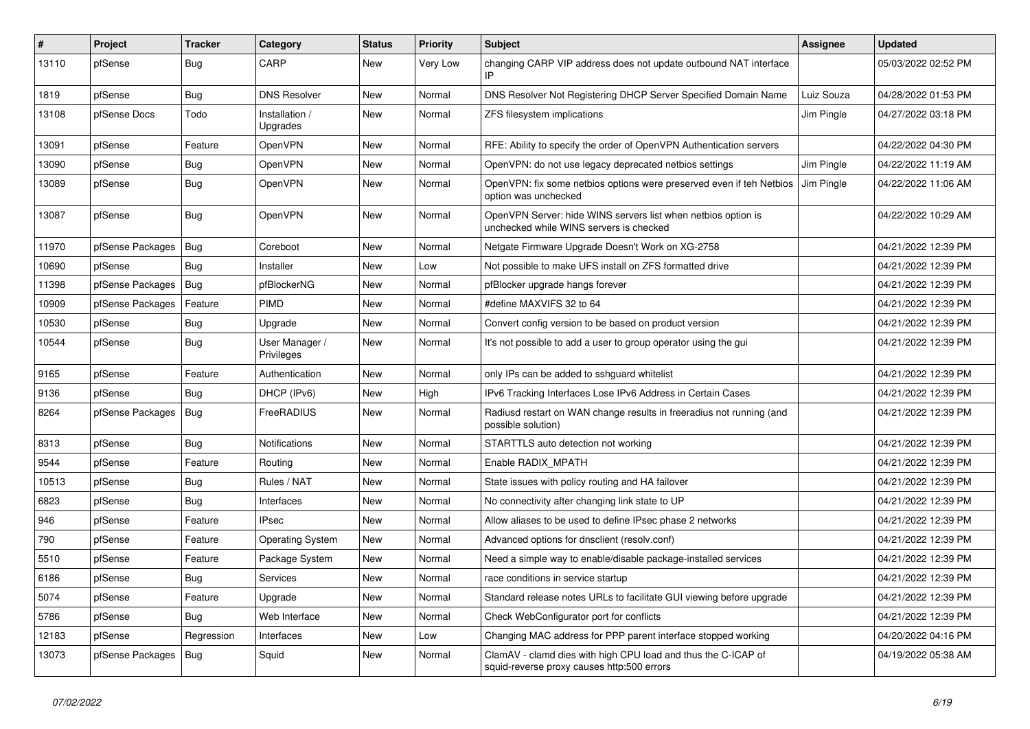| # | Project | Tracker | Category | Status | Priority | Subject | Assignee | Updated |
|---|---|---|---|---|---|---|---|---|
| 13110 | pfSense | Bug | CARP | New | Very Low | changing CARP VIP address does not update outbound NAT interface IP | | 05/03/2022 02:52 PM |
| 1819 | pfSense | Bug | DNS Resolver | New | Normal | DNS Resolver Not Registering DHCP Server Specified Domain Name | Luiz Souza | 04/28/2022 01:53 PM |
| 13108 | pfSense Docs | Todo | Installation / Upgrades | New | Normal | ZFS filesystem implications | Jim Pingle | 04/27/2022 03:18 PM |
| 13091 | pfSense | Feature | OpenVPN | New | Normal | RFE: Ability to specify the order of OpenVPN Authentication servers | | 04/22/2022 04:30 PM |
| 13090 | pfSense | Bug | OpenVPN | New | Normal | OpenVPN: do not use legacy deprecated netbios settings | Jim Pingle | 04/22/2022 11:19 AM |
| 13089 | pfSense | Bug | OpenVPN | New | Normal | OpenVPN: fix some netbios options were preserved even if teh Netbios option was unchecked | Jim Pingle | 04/22/2022 11:06 AM |
| 13087 | pfSense | Bug | OpenVPN | New | Normal | OpenVPN Server: hide WINS servers list when netbios option is unchecked while WINS servers is checked | | 04/22/2022 10:29 AM |
| 11970 | pfSense Packages | Bug | Coreboot | New | Normal | Netgate Firmware Upgrade Doesn't Work on XG-2758 | | 04/21/2022 12:39 PM |
| 10690 | pfSense | Bug | Installer | New | Low | Not possible to make UFS install on ZFS formatted drive | | 04/21/2022 12:39 PM |
| 11398 | pfSense Packages | Bug | pfBlockerNG | New | Normal | pfBlocker upgrade hangs forever | | 04/21/2022 12:39 PM |
| 10909 | pfSense Packages | Feature | PIMD | New | Normal | #define MAXVIFS 32 to 64 | | 04/21/2022 12:39 PM |
| 10530 | pfSense | Bug | Upgrade | New | Normal | Convert config version to be based on product version | | 04/21/2022 12:39 PM |
| 10544 | pfSense | Bug | User Manager / Privileges | New | Normal | It's not possible to add a user to group operator using the gui | | 04/21/2022 12:39 PM |
| 9165 | pfSense | Feature | Authentication | New | Normal | only IPs can be added to sshguard whitelist | | 04/21/2022 12:39 PM |
| 9136 | pfSense | Bug | DHCP (IPv6) | New | High | IPv6 Tracking Interfaces Lose IPv6 Address in Certain Cases | | 04/21/2022 12:39 PM |
| 8264 | pfSense Packages | Bug | FreeRADIUS | New | Normal | Radiusd restart on WAN change results in freeradius not running (and possible solution) | | 04/21/2022 12:39 PM |
| 8313 | pfSense | Bug | Notifications | New | Normal | STARTTLS auto detection not working | | 04/21/2022 12:39 PM |
| 9544 | pfSense | Feature | Routing | New | Normal | Enable RADIX_MPATH | | 04/21/2022 12:39 PM |
| 10513 | pfSense | Bug | Rules / NAT | New | Normal | State issues with policy routing and HA failover | | 04/21/2022 12:39 PM |
| 6823 | pfSense | Bug | Interfaces | New | Normal | No connectivity after changing link state to UP | | 04/21/2022 12:39 PM |
| 946 | pfSense | Feature | IPsec | New | Normal | Allow aliases to be used to define IPsec phase 2 networks | | 04/21/2022 12:39 PM |
| 790 | pfSense | Feature | Operating System | New | Normal | Advanced options for dnsclient (resolv.conf) | | 04/21/2022 12:39 PM |
| 5510 | pfSense | Feature | Package System | New | Normal | Need a simple way to enable/disable package-installed services | | 04/21/2022 12:39 PM |
| 6186 | pfSense | Bug | Services | New | Normal | race conditions in service startup | | 04/21/2022 12:39 PM |
| 5074 | pfSense | Feature | Upgrade | New | Normal | Standard release notes URLs to facilitate GUI viewing before upgrade | | 04/21/2022 12:39 PM |
| 5786 | pfSense | Bug | Web Interface | New | Normal | Check WebConfigurator port for conflicts | | 04/21/2022 12:39 PM |
| 12183 | pfSense | Regression | Interfaces | New | Low | Changing MAC address for PPP parent interface stopped working | | 04/20/2022 04:16 PM |
| 13073 | pfSense Packages | Bug | Squid | New | Normal | ClamAV - clamd dies with high CPU load and thus the C-ICAP of squid-reverse proxy causes http:500 errors | | 04/19/2022 05:38 AM |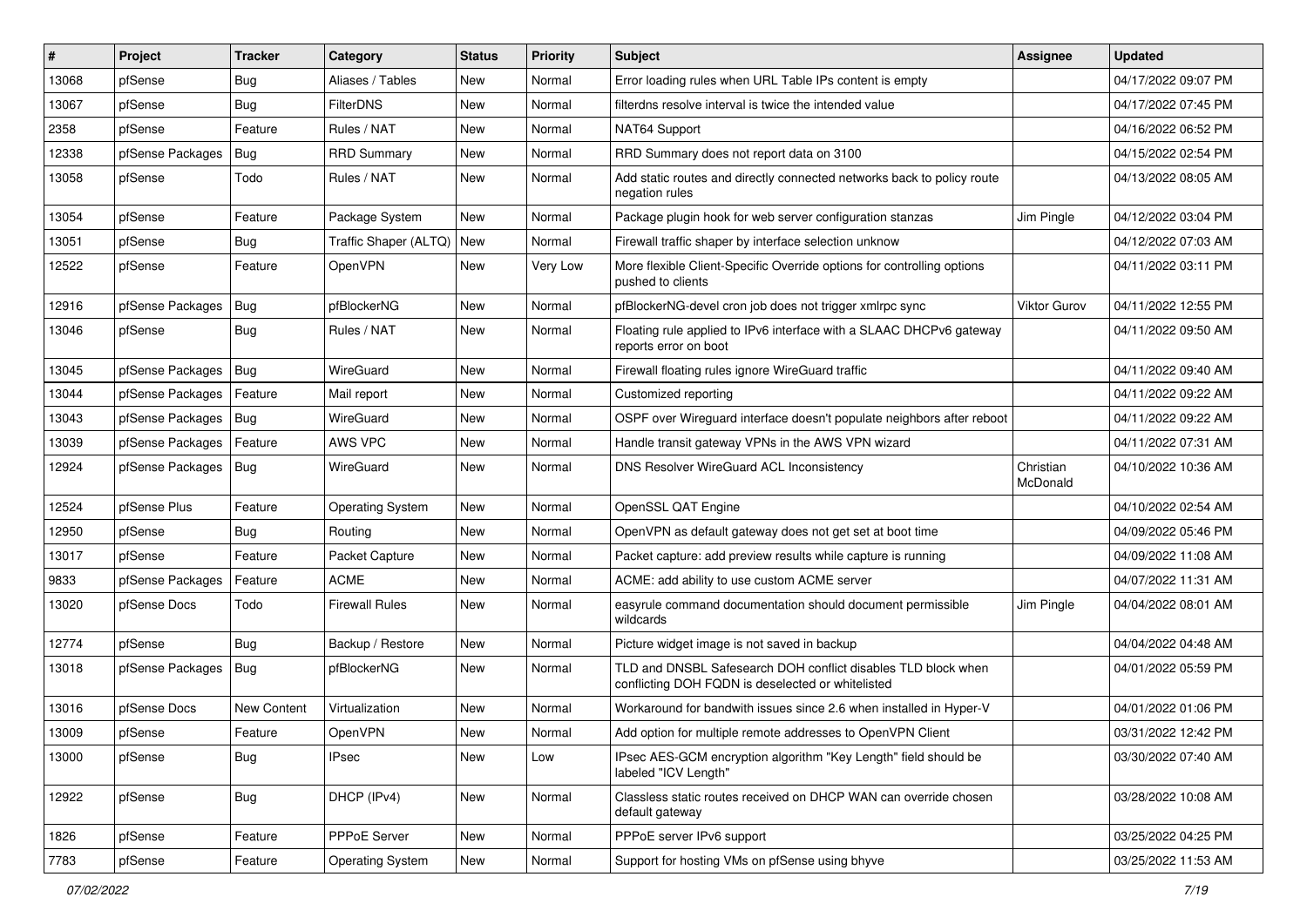| # | Project | Tracker | Category | Status | Priority | Subject | Assignee | Updated |
|---|---|---|---|---|---|---|---|---|
| 13068 | pfSense | Bug | Aliases / Tables | New | Normal | Error loading rules when URL Table IPs content is empty | | 04/17/2022 09:07 PM |
| 13067 | pfSense | Bug | FilterDNS | New | Normal | filterdns resolve interval is twice the intended value | | 04/17/2022 07:45 PM |
| 2358 | pfSense | Feature | Rules / NAT | New | Normal | NAT64 Support | | 04/16/2022 06:52 PM |
| 12338 | pfSense Packages | Bug | RRD Summary | New | Normal | RRD Summary does not report data on 3100 | | 04/15/2022 02:54 PM |
| 13058 | pfSense | Todo | Rules / NAT | New | Normal | Add static routes and directly connected networks back to policy route negation rules | | 04/13/2022 08:05 AM |
| 13054 | pfSense | Feature | Package System | New | Normal | Package plugin hook for web server configuration stanzas | Jim Pingle | 04/12/2022 03:04 PM |
| 13051 | pfSense | Bug | Traffic Shaper (ALTQ) | New | Normal | Firewall traffic shaper by interface selection unknow | | 04/12/2022 07:03 AM |
| 12522 | pfSense | Feature | OpenVPN | New | Very Low | More flexible Client-Specific Override options for controlling options pushed to clients | | 04/11/2022 03:11 PM |
| 12916 | pfSense Packages | Bug | pfBlockerNG | New | Normal | pfBlockerNG-devel cron job does not trigger xmlrpc sync | Viktor Gurov | 04/11/2022 12:55 PM |
| 13046 | pfSense | Bug | Rules / NAT | New | Normal | Floating rule applied to IPv6 interface with a SLAAC DHCPv6 gateway reports error on boot | | 04/11/2022 09:50 AM |
| 13045 | pfSense Packages | Bug | WireGuard | New | Normal | Firewall floating rules ignore WireGuard traffic | | 04/11/2022 09:40 AM |
| 13044 | pfSense Packages | Feature | Mail report | New | Normal | Customized reporting | | 04/11/2022 09:22 AM |
| 13043 | pfSense Packages | Bug | WireGuard | New | Normal | OSPF over Wireguard interface doesn't populate neighbors after reboot | | 04/11/2022 09:22 AM |
| 13039 | pfSense Packages | Feature | AWS VPC | New | Normal | Handle transit gateway VPNs in the AWS VPN wizard | | 04/11/2022 07:31 AM |
| 12924 | pfSense Packages | Bug | WireGuard | New | Normal | DNS Resolver WireGuard ACL Inconsistency | Christian McDonald | 04/10/2022 10:36 AM |
| 12524 | pfSense Plus | Feature | Operating System | New | Normal | OpenSSL QAT Engine | | 04/10/2022 02:54 AM |
| 12950 | pfSense | Bug | Routing | New | Normal | OpenVPN as default gateway does not get set at boot time | | 04/09/2022 05:46 PM |
| 13017 | pfSense | Feature | Packet Capture | New | Normal | Packet capture: add preview results while capture is running | | 04/09/2022 11:08 AM |
| 9833 | pfSense Packages | Feature | ACME | New | Normal | ACME: add ability to use custom ACME server | | 04/07/2022 11:31 AM |
| 13020 | pfSense Docs | Todo | Firewall Rules | New | Normal | easyrule command documentation should document permissible wildcards | Jim Pingle | 04/04/2022 08:01 AM |
| 12774 | pfSense | Bug | Backup / Restore | New | Normal | Picture widget image is not saved in backup | | 04/04/2022 04:48 AM |
| 13018 | pfSense Packages | Bug | pfBlockerNG | New | Normal | TLD and DNSBL Safesearch DOH conflict disables TLD block when conflicting DOH FQDN is deselected or whitelisted | | 04/01/2022 05:59 PM |
| 13016 | pfSense Docs | New Content | Virtualization | New | Normal | Workaround for bandwith issues since 2.6 when installed in Hyper-V | | 04/01/2022 01:06 PM |
| 13009 | pfSense | Feature | OpenVPN | New | Normal | Add option for multiple remote addresses to OpenVPN Client | | 03/31/2022 12:42 PM |
| 13000 | pfSense | Bug | IPsec | New | Low | IPsec AES-GCM encryption algorithm "Key Length" field should be labeled "ICV Length" | | 03/30/2022 07:40 AM |
| 12922 | pfSense | Bug | DHCP (IPv4) | New | Normal | Classless static routes received on DHCP WAN can override chosen default gateway | | 03/28/2022 10:08 AM |
| 1826 | pfSense | Feature | PPPoE Server | New | Normal | PPPoE server IPv6 support | | 03/25/2022 04:25 PM |
| 7783 | pfSense | Feature | Operating System | New | Normal | Support for hosting VMs on pfSense using bhyve | | 03/25/2022 11:53 AM |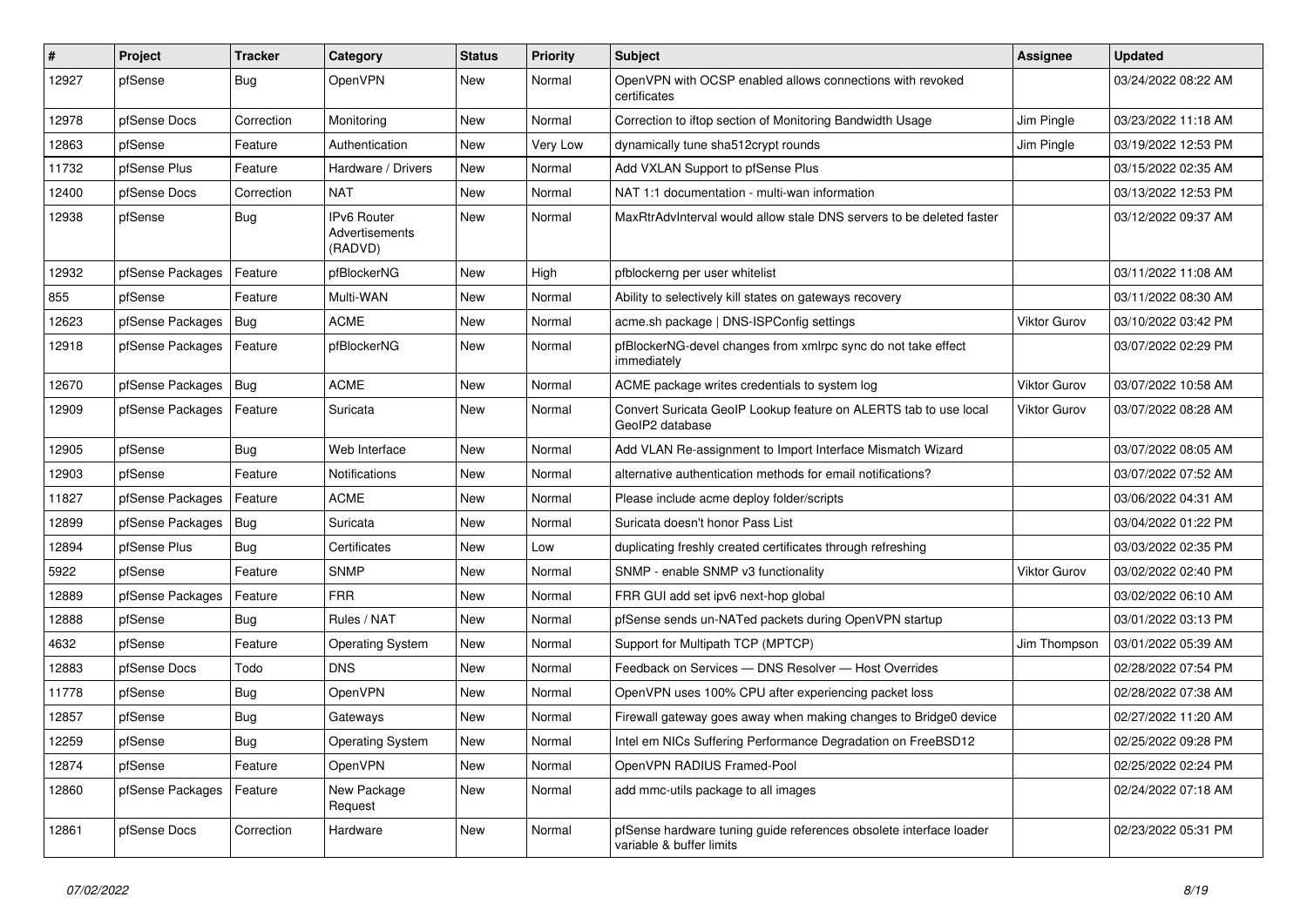| # | Project | Tracker | Category | Status | Priority | Subject | Assignee | Updated |
|---|---|---|---|---|---|---|---|---|
| 12927 | pfSense | Bug | OpenVPN | New | Normal | OpenVPN with OCSP enabled allows connections with revoked certificates | | 03/24/2022 08:22 AM |
| 12978 | pfSense Docs | Correction | Monitoring | New | Normal | Correction to iftop section of Monitoring Bandwidth Usage | Jim Pingle | 03/23/2022 11:18 AM |
| 12863 | pfSense | Feature | Authentication | New | Very Low | dynamically tune sha512crypt rounds | Jim Pingle | 03/19/2022 12:53 PM |
| 11732 | pfSense Plus | Feature | Hardware / Drivers | New | Normal | Add VXLAN Support to pfSense Plus | | 03/15/2022 02:35 AM |
| 12400 | pfSense Docs | Correction | NAT | New | Normal | NAT 1:1 documentation - multi-wan information | | 03/13/2022 12:53 PM |
| 12938 | pfSense | Bug | IPv6 Router Advertisements (RADVD) | New | Normal | MaxRtrAdvInterval would allow stale DNS servers to be deleted faster | | 03/12/2022 09:37 AM |
| 12932 | pfSense Packages | Feature | pfBlockerNG | New | High | pfblockerng per user whitelist | | 03/11/2022 11:08 AM |
| 855 | pfSense | Feature | Multi-WAN | New | Normal | Ability to selectively kill states on gateways recovery | | 03/11/2022 08:30 AM |
| 12623 | pfSense Packages | Bug | ACME | New | Normal | acme.sh package \| DNS-ISPConfig settings | Viktor Gurov | 03/10/2022 03:42 PM |
| 12918 | pfSense Packages | Feature | pfBlockerNG | New | Normal | pfBlockerNG-devel changes from xmlrpc sync do not take effect immediately | | 03/07/2022 02:29 PM |
| 12670 | pfSense Packages | Bug | ACME | New | Normal | ACME package writes credentials to system log | Viktor Gurov | 03/07/2022 10:58 AM |
| 12909 | pfSense Packages | Feature | Suricata | New | Normal | Convert Suricata GeoIP Lookup feature on ALERTS tab to use local GeoIP2 database | Viktor Gurov | 03/07/2022 08:28 AM |
| 12905 | pfSense | Bug | Web Interface | New | Normal | Add VLAN Re-assignment to Import Interface Mismatch Wizard | | 03/07/2022 08:05 AM |
| 12903 | pfSense | Feature | Notifications | New | Normal | alternative authentication methods for email notifications? | | 03/07/2022 07:52 AM |
| 11827 | pfSense Packages | Feature | ACME | New | Normal | Please include acme deploy folder/scripts | | 03/06/2022 04:31 AM |
| 12899 | pfSense Packages | Bug | Suricata | New | Normal | Suricata doesn't honor Pass List | | 03/04/2022 01:22 PM |
| 12894 | pfSense Plus | Bug | Certificates | New | Low | duplicating freshly created certificates through refreshing | | 03/03/2022 02:35 PM |
| 5922 | pfSense | Feature | SNMP | New | Normal | SNMP - enable SNMP v3 functionality | Viktor Gurov | 03/02/2022 02:40 PM |
| 12889 | pfSense Packages | Feature | FRR | New | Normal | FRR GUI add set ipv6 next-hop global | | 03/02/2022 06:10 AM |
| 12888 | pfSense | Bug | Rules / NAT | New | Normal | pfSense sends un-NATed packets during OpenVPN startup | | 03/01/2022 03:13 PM |
| 4632 | pfSense | Feature | Operating System | New | Normal | Support for Multipath TCP (MPTCP) | Jim Thompson | 03/01/2022 05:39 AM |
| 12883 | pfSense Docs | Todo | DNS | New | Normal | Feedback on Services — DNS Resolver — Host Overrides | | 02/28/2022 07:54 PM |
| 11778 | pfSense | Bug | OpenVPN | New | Normal | OpenVPN uses 100% CPU after experiencing packet loss | | 02/28/2022 07:38 AM |
| 12857 | pfSense | Bug | Gateways | New | Normal | Firewall gateway goes away when making changes to Bridge0 device | | 02/27/2022 11:20 AM |
| 12259 | pfSense | Bug | Operating System | New | Normal | Intel em NICs Suffering Performance Degradation on FreeBSD12 | | 02/25/2022 09:28 PM |
| 12874 | pfSense | Feature | OpenVPN | New | Normal | OpenVPN RADIUS Framed-Pool | | 02/25/2022 02:24 PM |
| 12860 | pfSense Packages | Feature | New Package Request | New | Normal | add mmc-utils package to all images | | 02/24/2022 07:18 AM |
| 12861 | pfSense Docs | Correction | Hardware | New | Normal | pfSense hardware tuning guide references obsolete interface loader variable & buffer limits | | 02/23/2022 05:31 PM |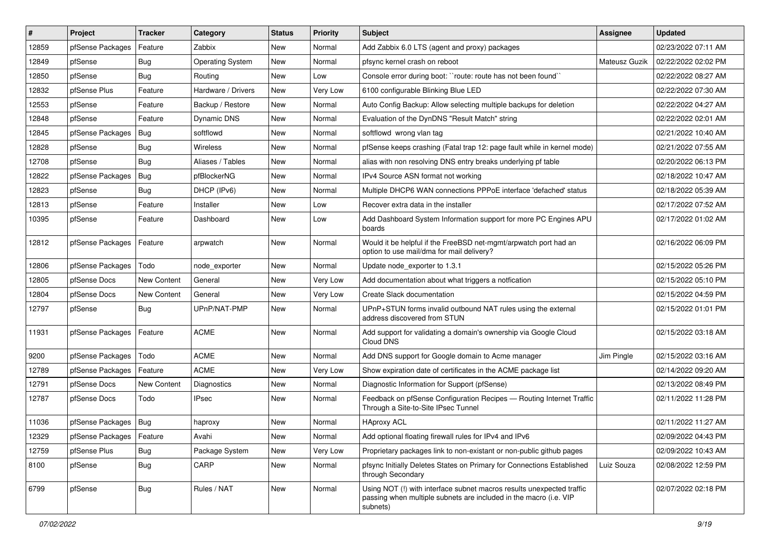| # | Project | Tracker | Category | Status | Priority | Subject | Assignee | Updated |
|---|---|---|---|---|---|---|---|---|
| 12859 | pfSense Packages | Feature | Zabbix | New | Normal | Add Zabbix 6.0 LTS (agent and proxy) packages | | 02/23/2022 07:11 AM |
| 12849 | pfSense | Bug | Operating System | New | Normal | pfsync kernel crash on reboot | Mateusz Guzik | 02/22/2022 02:02 PM |
| 12850 | pfSense | Bug | Routing | New | Low | Console error during boot: ``route: route has not been found`` | | 02/22/2022 08:27 AM |
| 12832 | pfSense Plus | Feature | Hardware / Drivers | New | Very Low | 6100 configurable Blinking Blue LED | | 02/22/2022 07:30 AM |
| 12553 | pfSense | Feature | Backup / Restore | New | Normal | Auto Config Backup: Allow selecting multiple backups for deletion | | 02/22/2022 04:27 AM |
| 12848 | pfSense | Feature | Dynamic DNS | New | Normal | Evaluation of the DynDNS "Result Match" string | | 02/22/2022 02:01 AM |
| 12845 | pfSense Packages | Bug | softflowd | New | Normal | softflowd wrong vlan tag | | 02/21/2022 10:40 AM |
| 12828 | pfSense | Bug | Wireless | New | Normal | pfSense keeps crashing (Fatal trap 12: page fault while in kernel mode) | | 02/21/2022 07:55 AM |
| 12708 | pfSense | Bug | Aliases / Tables | New | Normal | alias with non resolving DNS entry breaks underlying pf table | | 02/20/2022 06:13 PM |
| 12822 | pfSense Packages | Bug | pfBlockerNG | New | Normal | IPv4 Source ASN format not working | | 02/18/2022 10:47 AM |
| 12823 | pfSense | Bug | DHCP (IPv6) | New | Normal | Multiple DHCP6 WAN connections PPPoE interface 'defached' status | | 02/18/2022 05:39 AM |
| 12813 | pfSense | Feature | Installer | New | Low | Recover extra data in the installer | | 02/17/2022 07:52 AM |
| 10395 | pfSense | Feature | Dashboard | New | Low | Add Dashboard System Information support for more PC Engines APU boards | | 02/17/2022 01:02 AM |
| 12812 | pfSense Packages | Feature | arpwatch | New | Normal | Would it be helpful if the FreeBSD net-mgmt/arpwatch port had an option to use mail/dma for mail delivery? | | 02/16/2022 06:09 PM |
| 12806 | pfSense Packages | Todo | node_exporter | New | Normal | Update node_exporter to 1.3.1 | | 02/15/2022 05:26 PM |
| 12805 | pfSense Docs | New Content | General | New | Very Low | Add documentation about what triggers a notfication | | 02/15/2022 05:10 PM |
| 12804 | pfSense Docs | New Content | General | New | Very Low | Create Slack documentation | | 02/15/2022 04:59 PM |
| 12797 | pfSense | Bug | UPnP/NAT-PMP | New | Normal | UPnP+STUN forms invalid outbound NAT rules using the external address discovered from STUN | | 02/15/2022 01:01 PM |
| 11931 | pfSense Packages | Feature | ACME | New | Normal | Add support for validating a domain's ownership via Google Cloud Cloud DNS | | 02/15/2022 03:18 AM |
| 9200 | pfSense Packages | Todo | ACME | New | Normal | Add DNS support for Google domain to Acme manager | Jim Pingle | 02/15/2022 03:16 AM |
| 12789 | pfSense Packages | Feature | ACME | New | Very Low | Show expiration date of certificates in the ACME package list | | 02/14/2022 09:20 AM |
| 12791 | pfSense Docs | New Content | Diagnostics | New | Normal | Diagnostic Information for Support (pfSense) | | 02/13/2022 08:49 PM |
| 12787 | pfSense Docs | Todo | IPsec | New | Normal | Feedback on pfSense Configuration Recipes — Routing Internet Traffic Through a Site-to-Site IPsec Tunnel | | 02/11/2022 11:28 PM |
| 11036 | pfSense Packages | Bug | haproxy | New | Normal | HAproxy ACL | | 02/11/2022 11:27 AM |
| 12329 | pfSense Packages | Feature | Avahi | New | Normal | Add optional floating firewall rules for IPv4 and IPv6 | | 02/09/2022 04:43 PM |
| 12759 | pfSense Plus | Bug | Package System | New | Very Low | Proprietary packages link to non-existant or non-public github pages | | 02/09/2022 10:43 AM |
| 8100 | pfSense | Bug | CARP | New | Normal | pfsync Initially Deletes States on Primary for Connections Established through Secondary | Luiz Souza | 02/08/2022 12:59 PM |
| 6799 | pfSense | Bug | Rules / NAT | New | Normal | Using NOT (!) with interface subnet macros results unexpected traffic passing when multiple subnets are included in the macro (i.e. VIP subnets) | | 02/07/2022 02:18 PM |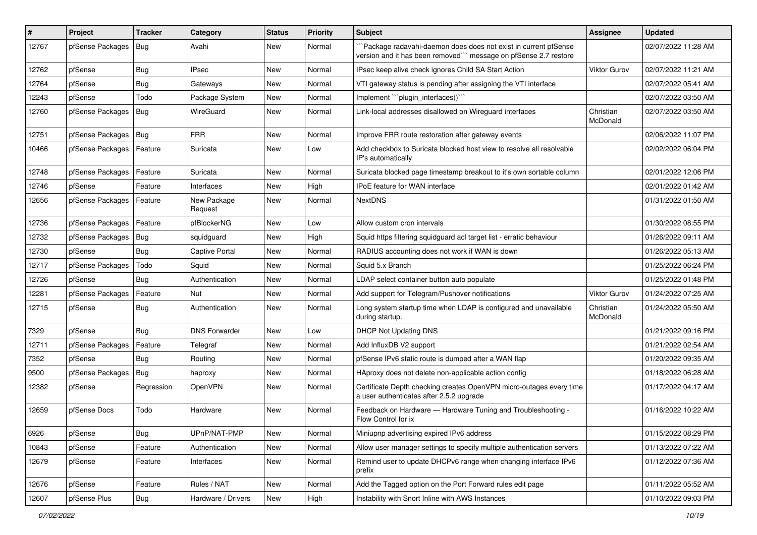| # | Project | Tracker | Category | Status | Priority | Subject | Assignee | Updated |
|---|---|---|---|---|---|---|---|---|
| 12767 | pfSense Packages | Bug | Avahi | New | Normal | ```Package radavahi-daemon does does not exist in current pfSense version and it has been removed``` message on pfSense 2.7 restore | | 02/07/2022 11:28 AM |
| 12762 | pfSense | Bug | IPsec | New | Normal | IPsec keep alive check ignores Child SA Start Action | Viktor Gurov | 02/07/2022 11:21 AM |
| 12764 | pfSense | Bug | Gateways | New | Normal | VTI gateway status is pending after assigning the VTI interface | | 02/07/2022 05:41 AM |
| 12243 | pfSense | Todo | Package System | New | Normal | Implement ```plugin_interfaces()``` | | 02/07/2022 03:50 AM |
| 12760 | pfSense Packages | Bug | WireGuard | New | Normal | Link-local addresses disallowed on Wireguard interfaces | Christian McDonald | 02/07/2022 03:50 AM |
| 12751 | pfSense Packages | Bug | FRR | New | Normal | Improve FRR route restoration after gateway events | | 02/06/2022 11:07 PM |
| 10466 | pfSense Packages | Feature | Suricata | New | Low | Add checkbox to Suricata blocked host view to resolve all resolvable IP's automatically | | 02/02/2022 06:04 PM |
| 12748 | pfSense Packages | Feature | Suricata | New | Normal | Suricata blocked page timestamp breakout to it's own sortable column | | 02/01/2022 12:06 PM |
| 12746 | pfSense | Feature | Interfaces | New | High | IPoE feature for WAN interface | | 02/01/2022 01:42 AM |
| 12656 | pfSense Packages | Feature | New Package Request | New | Normal | NextDNS | | 01/31/2022 01:50 AM |
| 12736 | pfSense Packages | Feature | pfBlockerNG | New | Low | Allow custom cron intervals | | 01/30/2022 08:55 PM |
| 12732 | pfSense Packages | Bug | squidguard | New | High | Squid https filtering squidguard acl target list - erratic behaviour | | 01/26/2022 09:11 AM |
| 12730 | pfSense | Bug | Captive Portal | New | Normal | RADIUS accounting does not work if WAN is down | | 01/26/2022 05:13 AM |
| 12717 | pfSense Packages | Todo | Squid | New | Normal | Squid 5.x Branch | | 01/25/2022 06:24 PM |
| 12726 | pfSense | Bug | Authentication | New | Normal | LDAP select container button auto populate | | 01/25/2022 01:48 PM |
| 12281 | pfSense Packages | Feature | Nut | New | Normal | Add support for Telegram/Pushover notifications | Viktor Gurov | 01/24/2022 07:25 AM |
| 12715 | pfSense | Bug | Authentication | New | Normal | Long system startup time when LDAP is configured and unavailable during startup. | Christian McDonald | 01/24/2022 05:50 AM |
| 7329 | pfSense | Bug | DNS Forwarder | New | Low | DHCP Not Updating DNS | | 01/21/2022 09:16 PM |
| 12711 | pfSense Packages | Feature | Telegraf | New | Normal | Add InfluxDB V2 support | | 01/21/2022 02:54 AM |
| 7352 | pfSense | Bug | Routing | New | Normal | pfSense IPv6 static route is dumped after a WAN flap | | 01/20/2022 09:35 AM |
| 9500 | pfSense Packages | Bug | haproxy | New | Normal | HAproxy does not delete non-applicable action config | | 01/18/2022 06:28 AM |
| 12382 | pfSense | Regression | OpenVPN | New | Normal | Certificate Depth checking creates OpenVPN micro-outages every time a user authenticates after 2.5.2 upgrade | | 01/17/2022 04:17 AM |
| 12659 | pfSense Docs | Todo | Hardware | New | Normal | Feedback on Hardware — Hardware Tuning and Troubleshooting - Flow Control for ix | | 01/16/2022 10:22 AM |
| 6926 | pfSense | Bug | UPnP/NAT-PMP | New | Normal | Miniupnp advertising expired IPv6 address | | 01/15/2022 08:29 PM |
| 10843 | pfSense | Feature | Authentication | New | Normal | Allow user manager settings to specify multiple authentication servers | | 01/13/2022 07:22 AM |
| 12679 | pfSense | Feature | Interfaces | New | Normal | Remind user to update DHCPv6 range when changing interface IPv6 prefix | | 01/12/2022 07:36 AM |
| 12676 | pfSense | Feature | Rules / NAT | New | Normal | Add the Tagged option on the Port Forward rules edit page | | 01/11/2022 05:52 AM |
| 12607 | pfSense Plus | Bug | Hardware / Drivers | New | High | Instability with Snort Inline with AWS Instances | | 01/10/2022 09:03 PM |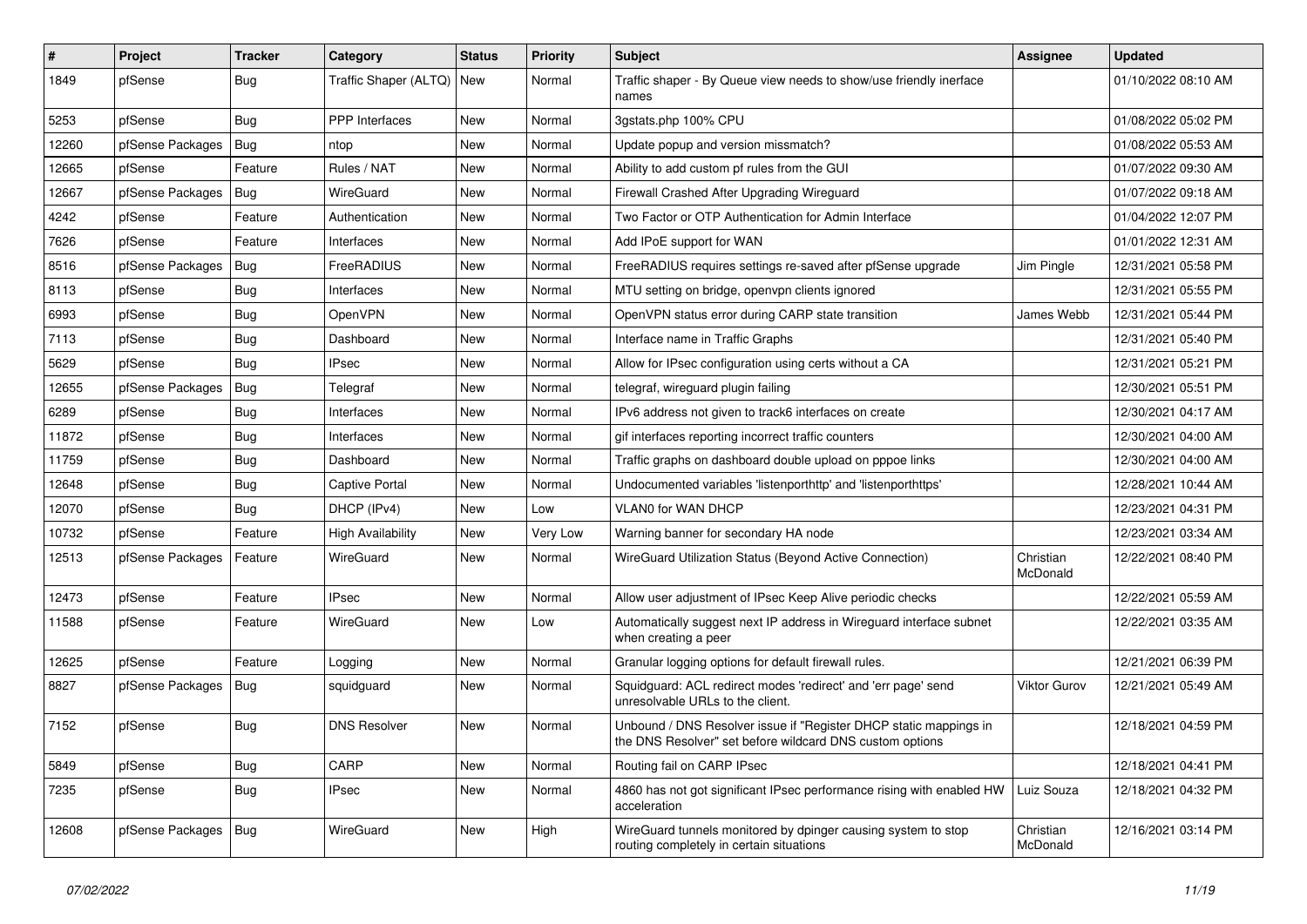| # | Project | Tracker | Category | Status | Priority | Subject | Assignee | Updated |
|---|---|---|---|---|---|---|---|---|
| 1849 | pfSense | Bug | Traffic Shaper (ALTQ) | New | Normal | Traffic shaper - By Queue view needs to show/use friendly inerface names | | 01/10/2022 08:10 AM |
| 5253 | pfSense | Bug | PPP Interfaces | New | Normal | 3gstats.php 100% CPU | | 01/08/2022 05:02 PM |
| 12260 | pfSense Packages | Bug | ntop | New | Normal | Update popup and version missmatch? | | 01/08/2022 05:53 AM |
| 12665 | pfSense | Feature | Rules / NAT | New | Normal | Ability to add custom pf rules from the GUI | | 01/07/2022 09:30 AM |
| 12667 | pfSense Packages | Bug | WireGuard | New | Normal | Firewall Crashed After Upgrading Wireguard | | 01/07/2022 09:18 AM |
| 4242 | pfSense | Feature | Authentication | New | Normal | Two Factor or OTP Authentication for Admin Interface | | 01/04/2022 12:07 PM |
| 7626 | pfSense | Feature | Interfaces | New | Normal | Add IPoE support for WAN | | 01/01/2022 12:31 AM |
| 8516 | pfSense Packages | Bug | FreeRADIUS | New | Normal | FreeRADIUS requires settings re-saved after pfSense upgrade | Jim Pingle | 12/31/2021 05:58 PM |
| 8113 | pfSense | Bug | Interfaces | New | Normal | MTU setting on bridge, openvpn clients ignored | | 12/31/2021 05:55 PM |
| 6993 | pfSense | Bug | OpenVPN | New | Normal | OpenVPN status error during CARP state transition | James Webb | 12/31/2021 05:44 PM |
| 7113 | pfSense | Bug | Dashboard | New | Normal | Interface name in Traffic Graphs | | 12/31/2021 05:40 PM |
| 5629 | pfSense | Bug | IPsec | New | Normal | Allow for IPsec configuration using certs without a CA | | 12/31/2021 05:21 PM |
| 12655 | pfSense Packages | Bug | Telegraf | New | Normal | telegraf, wireguard plugin failing | | 12/30/2021 05:51 PM |
| 6289 | pfSense | Bug | Interfaces | New | Normal | IPv6 address not given to track6 interfaces on create | | 12/30/2021 04:17 AM |
| 11872 | pfSense | Bug | Interfaces | New | Normal | gif interfaces reporting incorrect traffic counters | | 12/30/2021 04:00 AM |
| 11759 | pfSense | Bug | Dashboard | New | Normal | Traffic graphs on dashboard double upload on pppoe links | | 12/30/2021 04:00 AM |
| 12648 | pfSense | Bug | Captive Portal | New | Normal | Undocumented variables 'listenporthttp' and 'listenporthttps' | | 12/28/2021 10:44 AM |
| 12070 | pfSense | Bug | DHCP (IPv4) | New | Low | VLAN0 for WAN DHCP | | 12/23/2021 04:31 PM |
| 10732 | pfSense | Feature | High Availability | New | Very Low | Warning banner for secondary HA node | | 12/23/2021 03:34 AM |
| 12513 | pfSense Packages | Feature | WireGuard | New | Normal | WireGuard Utilization Status (Beyond Active Connection) | Christian McDonald | 12/22/2021 08:40 PM |
| 12473 | pfSense | Feature | IPsec | New | Normal | Allow user adjustment of IPsec Keep Alive periodic checks | | 12/22/2021 05:59 AM |
| 11588 | pfSense | Feature | WireGuard | New | Low | Automatically suggest next IP address in Wireguard interface subnet when creating a peer | | 12/22/2021 03:35 AM |
| 12625 | pfSense | Feature | Logging | New | Normal | Granular logging options for default firewall rules. | | 12/21/2021 06:39 PM |
| 8827 | pfSense Packages | Bug | squidguard | New | Normal | Squidguard: ACL redirect modes 'redirect' and 'err page' send unresolvable URLs to the client. | Viktor Gurov | 12/21/2021 05:49 AM |
| 7152 | pfSense | Bug | DNS Resolver | New | Normal | Unbound / DNS Resolver issue if "Register DHCP static mappings in the DNS Resolver" set before wildcard DNS custom options | | 12/18/2021 04:59 PM |
| 5849 | pfSense | Bug | CARP | New | Normal | Routing fail on CARP IPsec | | 12/18/2021 04:41 PM |
| 7235 | pfSense | Bug | IPsec | New | Normal | 4860 has not got significant IPsec performance rising with enabled HW acceleration | Luiz Souza | 12/18/2021 04:32 PM |
| 12608 | pfSense Packages | Bug | WireGuard | New | High | WireGuard tunnels monitored by dpinger causing system to stop routing completely in certain situations | Christian McDonald | 12/16/2021 03:14 PM |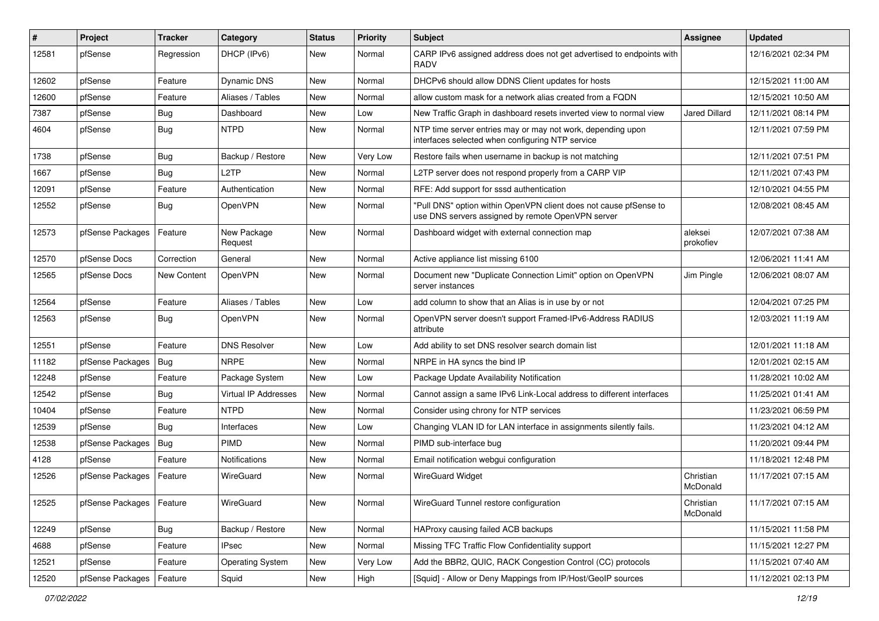| # | Project | Tracker | Category | Status | Priority | Subject | Assignee | Updated |
|---|---|---|---|---|---|---|---|---|
| 12581 | pfSense | Regression | DHCP (IPv6) | New | Normal | CARP IPv6 assigned address does not get advertised to endpoints with RADV | | 12/16/2021 02:34 PM |
| 12602 | pfSense | Feature | Dynamic DNS | New | Normal | DHCPv6 should allow DDNS Client updates for hosts | | 12/15/2021 11:00 AM |
| 12600 | pfSense | Feature | Aliases / Tables | New | Normal | allow custom mask for a network alias created from a FQDN | | 12/15/2021 10:50 AM |
| 7387 | pfSense | Bug | Dashboard | New | Low | New Traffic Graph in dashboard resets inverted view to normal view | Jared Dillard | 12/11/2021 08:14 PM |
| 4604 | pfSense | Bug | NTPD | New | Normal | NTP time server entries may or may not work, depending upon interfaces selected when configuring NTP service | | 12/11/2021 07:59 PM |
| 1738 | pfSense | Bug | Backup / Restore | New | Very Low | Restore fails when username in backup is not matching | | 12/11/2021 07:51 PM |
| 1667 | pfSense | Bug | L2TP | New | Normal | L2TP server does not respond properly from a CARP VIP | | 12/11/2021 07:43 PM |
| 12091 | pfSense | Feature | Authentication | New | Normal | RFE: Add support for sssd authentication | | 12/10/2021 04:55 PM |
| 12552 | pfSense | Bug | OpenVPN | New | Normal | "Pull DNS" option within OpenVPN client does not cause pfSense to use DNS servers assigned by remote OpenVPN server | | 12/08/2021 08:45 AM |
| 12573 | pfSense Packages | Feature | New Package Request | New | Normal | Dashboard widget with external connection map | aleksei prokofiev | 12/07/2021 07:38 AM |
| 12570 | pfSense Docs | Correction | General | New | Normal | Active appliance list missing 6100 | | 12/06/2021 11:41 AM |
| 12565 | pfSense Docs | New Content | OpenVPN | New | Normal | Document new "Duplicate Connection Limit" option on OpenVPN server instances | Jim Pingle | 12/06/2021 08:07 AM |
| 12564 | pfSense | Feature | Aliases / Tables | New | Low | add column to show that an Alias is in use by or not | | 12/04/2021 07:25 PM |
| 12563 | pfSense | Bug | OpenVPN | New | Normal | OpenVPN server doesn't support Framed-IPv6-Address RADIUS attribute | | 12/03/2021 11:19 AM |
| 12551 | pfSense | Feature | DNS Resolver | New | Low | Add ability to set DNS resolver search domain list | | 12/01/2021 11:18 AM |
| 11182 | pfSense Packages | Bug | NRPE | New | Normal | NRPE in HA syncs the bind IP | | 12/01/2021 02:15 AM |
| 12248 | pfSense | Feature | Package System | New | Low | Package Update Availability Notification | | 11/28/2021 10:02 AM |
| 12542 | pfSense | Bug | Virtual IP Addresses | New | Normal | Cannot assign a same IPv6 Link-Local address to different interfaces | | 11/25/2021 01:41 AM |
| 10404 | pfSense | Feature | NTPD | New | Normal | Consider using chrony for NTP services | | 11/23/2021 06:59 PM |
| 12539 | pfSense | Bug | Interfaces | New | Low | Changing VLAN ID for LAN interface in assignments silently fails. | | 11/23/2021 04:12 AM |
| 12538 | pfSense Packages | Bug | PIMD | New | Normal | PIMD sub-interface bug | | 11/20/2021 09:44 PM |
| 4128 | pfSense | Feature | Notifications | New | Normal | Email notification webgui configuration | | 11/18/2021 12:48 PM |
| 12526 | pfSense Packages | Feature | WireGuard | New | Normal | WireGuard Widget | Christian McDonald | 11/17/2021 07:15 AM |
| 12525 | pfSense Packages | Feature | WireGuard | New | Normal | WireGuard Tunnel restore configuration | Christian McDonald | 11/17/2021 07:15 AM |
| 12249 | pfSense | Bug | Backup / Restore | New | Normal | HAProxy causing failed ACB backups | | 11/15/2021 11:58 PM |
| 4688 | pfSense | Feature | IPsec | New | Normal | Missing TFC Traffic Flow Confidentiality support | | 11/15/2021 12:27 PM |
| 12521 | pfSense | Feature | Operating System | New | Very Low | Add the BBR2, QUIC, RACK Congestion Control (CC) protocols | | 11/15/2021 07:40 AM |
| 12520 | pfSense Packages | Feature | Squid | New | High | [Squid] - Allow or Deny Mappings from IP/Host/GeoIP sources | | 11/12/2021 02:13 PM |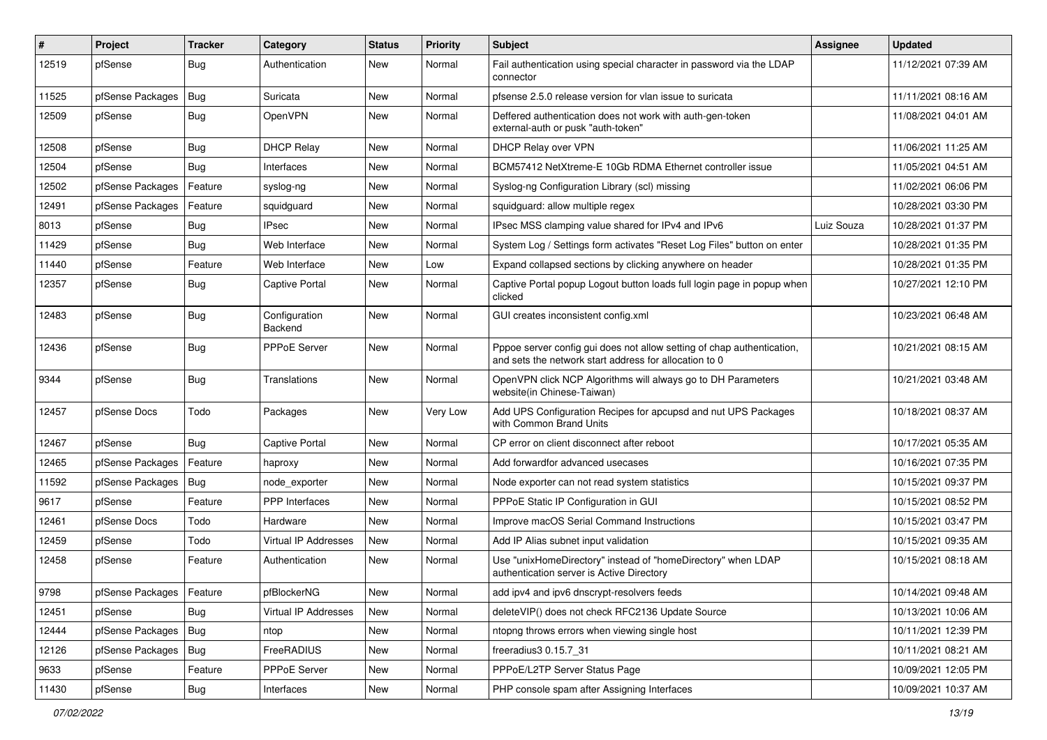| # | Project | Tracker | Category | Status | Priority | Subject | Assignee | Updated |
|---|---|---|---|---|---|---|---|---|
| 12519 | pfSense | Bug | Authentication | New | Normal | Fail authentication using special character in password via the LDAP connector | | 11/12/2021 07:39 AM |
| 11525 | pfSense Packages | Bug | Suricata | New | Normal | pfsense 2.5.0 release version for vlan issue to suricata | | 11/11/2021 08:16 AM |
| 12509 | pfSense | Bug | OpenVPN | New | Normal | Deffered authentication does not work with auth-gen-token external-auth or pusk "auth-token" | | 11/08/2021 04:01 AM |
| 12508 | pfSense | Bug | DHCP Relay | New | Normal | DHCP Relay over VPN | | 11/06/2021 11:25 AM |
| 12504 | pfSense | Bug | Interfaces | New | Normal | BCM57412 NetXtreme-E 10Gb RDMA Ethernet controller issue | | 11/05/2021 04:51 AM |
| 12502 | pfSense Packages | Feature | syslog-ng | New | Normal | Syslog-ng Configuration Library (scl) missing | | 11/02/2021 06:06 PM |
| 12491 | pfSense Packages | Feature | squidguard | New | Normal | squidguard: allow multiple regex | | 10/28/2021 03:30 PM |
| 8013 | pfSense | Bug | IPsec | New | Normal | IPsec MSS clamping value shared for IPv4 and IPv6 | Luiz Souza | 10/28/2021 01:37 PM |
| 11429 | pfSense | Bug | Web Interface | New | Normal | System Log / Settings form activates "Reset Log Files" button on enter | | 10/28/2021 01:35 PM |
| 11440 | pfSense | Feature | Web Interface | New | Low | Expand collapsed sections by clicking anywhere on header | | 10/28/2021 01:35 PM |
| 12357 | pfSense | Bug | Captive Portal | New | Normal | Captive Portal popup Logout button loads full login page in popup when clicked | | 10/27/2021 12:10 PM |
| 12483 | pfSense | Bug | Configuration Backend | New | Normal | GUI creates inconsistent config.xml | | 10/23/2021 06:48 AM |
| 12436 | pfSense | Bug | PPPoE Server | New | Normal | Pppoe server config gui does not allow setting of chap authentication, and sets the network start address for allocation to 0 | | 10/21/2021 08:15 AM |
| 9344 | pfSense | Bug | Translations | New | Normal | OpenVPN click NCP Algorithms will always go to DH Parameters website(in Chinese-Taiwan) | | 10/21/2021 03:48 AM |
| 12457 | pfSense Docs | Todo | Packages | New | Very Low | Add UPS Configuration Recipes for apcupsd and nut UPS Packages with Common Brand Units | | 10/18/2021 08:37 AM |
| 12467 | pfSense | Bug | Captive Portal | New | Normal | CP error on client disconnect after reboot | | 10/17/2021 05:35 AM |
| 12465 | pfSense Packages | Feature | haproxy | New | Normal | Add forwardfor advanced usecases | | 10/16/2021 07:35 PM |
| 11592 | pfSense Packages | Bug | node_exporter | New | Normal | Node exporter can not read system statistics | | 10/15/2021 09:37 PM |
| 9617 | pfSense | Feature | PPP Interfaces | New | Normal | PPPoE Static IP Configuration in GUI | | 10/15/2021 08:52 PM |
| 12461 | pfSense Docs | Todo | Hardware | New | Normal | Improve macOS Serial Command Instructions | | 10/15/2021 03:47 PM |
| 12459 | pfSense | Todo | Virtual IP Addresses | New | Normal | Add IP Alias subnet input validation | | 10/15/2021 09:35 AM |
| 12458 | pfSense | Feature | Authentication | New | Normal | Use "unixHomeDirectory" instead of "homeDirectory" when LDAP authentication server is Active Directory | | 10/15/2021 08:18 AM |
| 9798 | pfSense Packages | Feature | pfBlockerNG | New | Normal | add ipv4 and ipv6 dnscrypt-resolvers feeds | | 10/14/2021 09:48 AM |
| 12451 | pfSense | Bug | Virtual IP Addresses | New | Normal | deleteVIP() does not check RFC2136 Update Source | | 10/13/2021 10:06 AM |
| 12444 | pfSense Packages | Bug | ntop | New | Normal | ntopng throws errors when viewing single host | | 10/11/2021 12:39 PM |
| 12126 | pfSense Packages | Bug | FreeRADIUS | New | Normal | freeradius3 0.15.7_31 | | 10/11/2021 08:21 AM |
| 9633 | pfSense | Feature | PPPoE Server | New | Normal | PPPoE/L2TP Server Status Page | | 10/09/2021 12:05 PM |
| 11430 | pfSense | Bug | Interfaces | New | Normal | PHP console spam after Assigning Interfaces | | 10/09/2021 10:37 AM |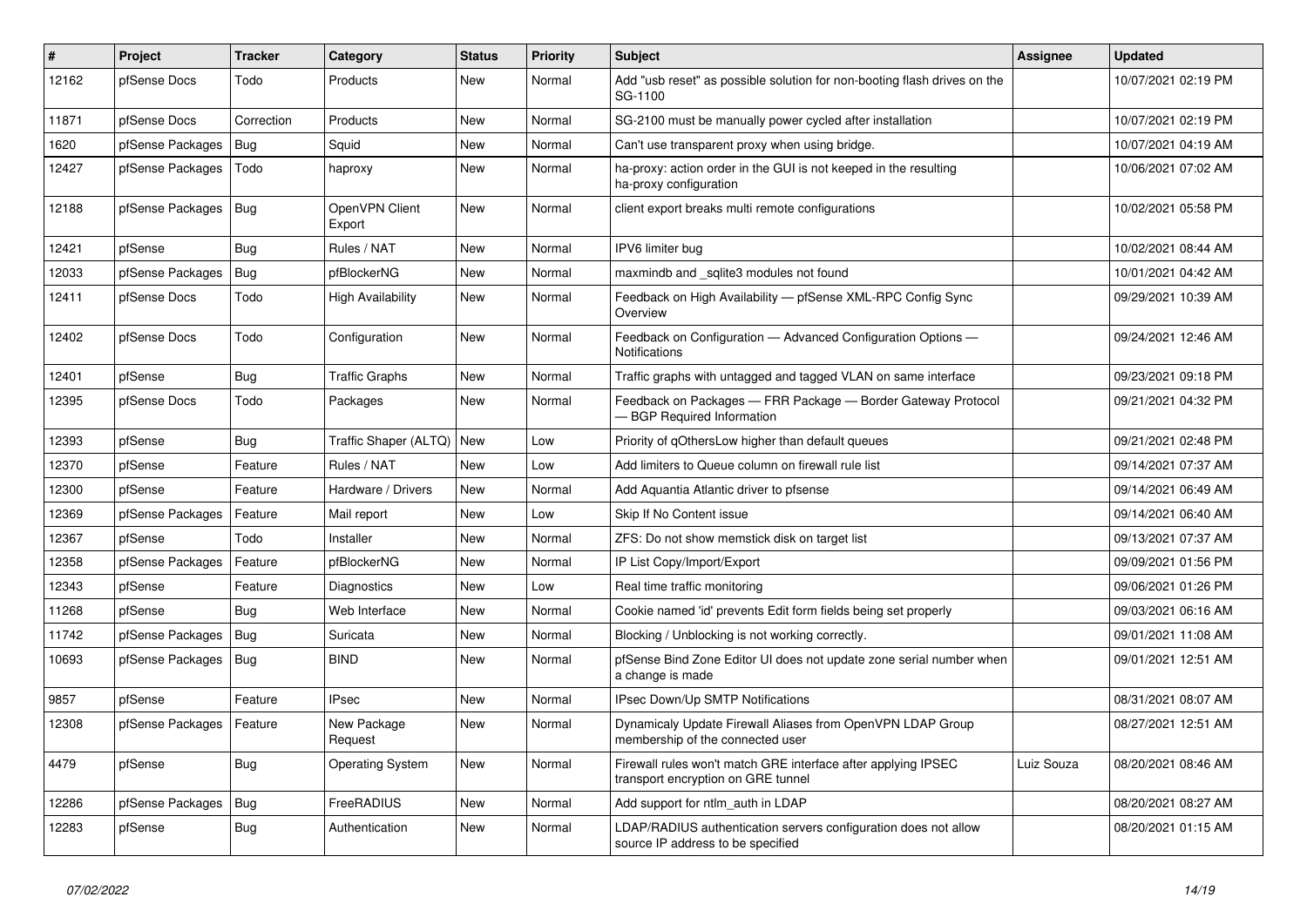| # | Project | Tracker | Category | Status | Priority | Subject | Assignee | Updated |
|---|---|---|---|---|---|---|---|---|
| 12162 | pfSense Docs | Todo | Products | New | Normal | Add "usb reset" as possible solution for non-booting flash drives on the SG-1100 | | 10/07/2021 02:19 PM |
| 11871 | pfSense Docs | Correction | Products | New | Normal | SG-2100 must be manually power cycled after installation | | 10/07/2021 02:19 PM |
| 1620 | pfSense Packages | Bug | Squid | New | Normal | Can't use transparent proxy when using bridge. | | 10/07/2021 04:19 AM |
| 12427 | pfSense Packages | Todo | haproxy | New | Normal | ha-proxy: action order in the GUI is not keeped in the resulting ha-proxy configuration | | 10/06/2021 07:02 AM |
| 12188 | pfSense Packages | Bug | OpenVPN Client Export | New | Normal | client export breaks multi remote configurations | | 10/02/2021 05:58 PM |
| 12421 | pfSense | Bug | Rules / NAT | New | Normal | IPV6 limiter bug | | 10/02/2021 08:44 AM |
| 12033 | pfSense Packages | Bug | pfBlockerNG | New | Normal | maxmindb and _sqlite3 modules not found | | 10/01/2021 04:42 AM |
| 12411 | pfSense Docs | Todo | High Availability | New | Normal | Feedback on High Availability — pfSense XML-RPC Config Sync Overview | | 09/29/2021 10:39 AM |
| 12402 | pfSense Docs | Todo | Configuration | New | Normal | Feedback on Configuration — Advanced Configuration Options — Notifications | | 09/24/2021 12:46 AM |
| 12401 | pfSense | Bug | Traffic Graphs | New | Normal | Traffic graphs with untagged and tagged VLAN on same interface | | 09/23/2021 09:18 PM |
| 12395 | pfSense Docs | Todo | Packages | New | Normal | Feedback on Packages — FRR Package — Border Gateway Protocol — BGP Required Information | | 09/21/2021 04:32 PM |
| 12393 | pfSense | Bug | Traffic Shaper (ALTQ) | New | Low | Priority of qOthersLow higher than default queues | | 09/21/2021 02:48 PM |
| 12370 | pfSense | Feature | Rules / NAT | New | Low | Add limiters to Queue column on firewall rule list | | 09/14/2021 07:37 AM |
| 12300 | pfSense | Feature | Hardware / Drivers | New | Normal | Add Aquantia Atlantic driver to pfsense | | 09/14/2021 06:49 AM |
| 12369 | pfSense Packages | Feature | Mail report | New | Low | Skip If No Content issue | | 09/14/2021 06:40 AM |
| 12367 | pfSense | Todo | Installer | New | Normal | ZFS: Do not show memstick disk on target list | | 09/13/2021 07:37 AM |
| 12358 | pfSense Packages | Feature | pfBlockerNG | New | Normal | IP List Copy/Import/Export | | 09/09/2021 01:56 PM |
| 12343 | pfSense | Feature | Diagnostics | New | Low | Real time traffic monitoring | | 09/06/2021 01:26 PM |
| 11268 | pfSense | Bug | Web Interface | New | Normal | Cookie named 'id' prevents Edit form fields being set properly | | 09/03/2021 06:16 AM |
| 11742 | pfSense Packages | Bug | Suricata | New | Normal | Blocking / Unblocking is not working correctly. | | 09/01/2021 11:08 AM |
| 10693 | pfSense Packages | Bug | BIND | New | Normal | pfSense Bind Zone Editor UI does not update zone serial number when a change is made | | 09/01/2021 12:51 AM |
| 9857 | pfSense | Feature | IPsec | New | Normal | IPsec Down/Up SMTP Notifications | | 08/31/2021 08:07 AM |
| 12308 | pfSense Packages | Feature | New Package Request | New | Normal | Dynamicaly Update Firewall Aliases from OpenVPN LDAP Group membership of the connected user | | 08/27/2021 12:51 AM |
| 4479 | pfSense | Bug | Operating System | New | Normal | Firewall rules won't match GRE interface after applying IPSEC transport encryption on GRE tunnel | Luiz Souza | 08/20/2021 08:46 AM |
| 12286 | pfSense Packages | Bug | FreeRADIUS | New | Normal | Add support for ntlm_auth in LDAP | | 08/20/2021 08:27 AM |
| 12283 | pfSense | Bug | Authentication | New | Normal | LDAP/RADIUS authentication servers configuration does not allow source IP address to be specified | | 08/20/2021 01:15 AM |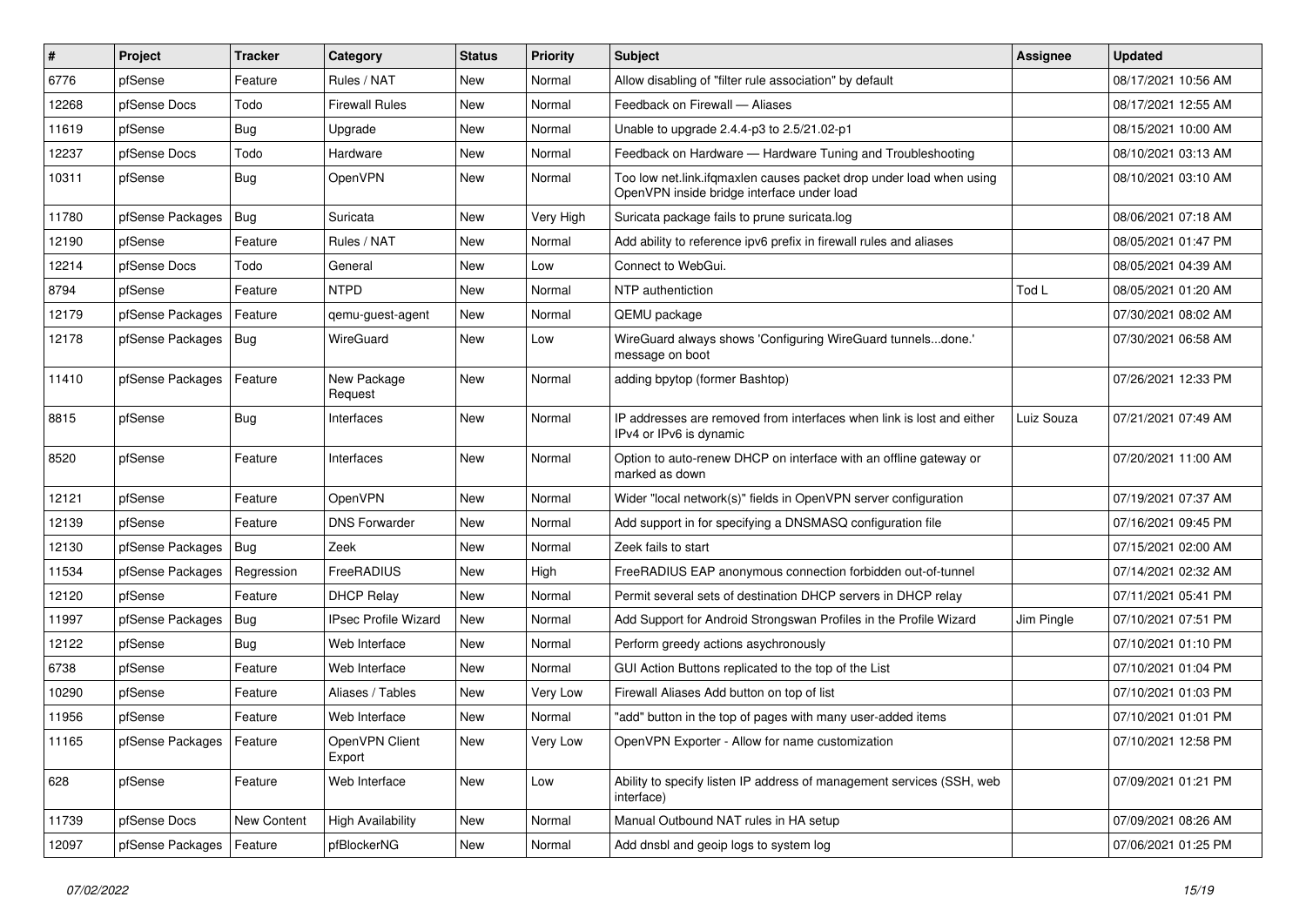| # | Project | Tracker | Category | Status | Priority | Subject | Assignee | Updated |
|---|---|---|---|---|---|---|---|---|
| 6776 | pfSense | Feature | Rules / NAT | New | Normal | Allow disabling of "filter rule association" by default | | 08/17/2021 10:56 AM |
| 12268 | pfSense Docs | Todo | Firewall Rules | New | Normal | Feedback on Firewall — Aliases | | 08/17/2021 12:55 AM |
| 11619 | pfSense | Bug | Upgrade | New | Normal | Unable to upgrade 2.4.4-p3 to 2.5/21.02-p1 | | 08/15/2021 10:00 AM |
| 12237 | pfSense Docs | Todo | Hardware | New | Normal | Feedback on Hardware — Hardware Tuning and Troubleshooting | | 08/10/2021 03:13 AM |
| 10311 | pfSense | Bug | OpenVPN | New | Normal | Too low net.link.ifqmaxlen causes packet drop under load when using OpenVPN inside bridge interface under load | | 08/10/2021 03:10 AM |
| 11780 | pfSense Packages | Bug | Suricata | New | Very High | Suricata package fails to prune suricata.log | | 08/06/2021 07:18 AM |
| 12190 | pfSense | Feature | Rules / NAT | New | Normal | Add ability to reference ipv6 prefix in firewall rules and aliases | | 08/05/2021 01:47 PM |
| 12214 | pfSense Docs | Todo | General | New | Low | Connect to WebGui. | | 08/05/2021 04:39 AM |
| 8794 | pfSense | Feature | NTPD | New | Normal | NTP authentiction | Tod L | 08/05/2021 01:20 AM |
| 12179 | pfSense Packages | Feature | qemu-guest-agent | New | Normal | QEMU package | | 07/30/2021 08:02 AM |
| 12178 | pfSense Packages | Bug | WireGuard | New | Low | WireGuard always shows 'Configuring WireGuard tunnels...done.' message on boot | | 07/30/2021 06:58 AM |
| 11410 | pfSense Packages | Feature | New Package Request | New | Normal | adding bpytop (former Bashtop) | | 07/26/2021 12:33 PM |
| 8815 | pfSense | Bug | Interfaces | New | Normal | IP addresses are removed from interfaces when link is lost and either IPv4 or IPv6 is dynamic | Luiz Souza | 07/21/2021 07:49 AM |
| 8520 | pfSense | Feature | Interfaces | New | Normal | Option to auto-renew DHCP on interface with an offline gateway or marked as down | | 07/20/2021 11:00 AM |
| 12121 | pfSense | Feature | OpenVPN | New | Normal | Wider "local network(s)" fields in OpenVPN server configuration | | 07/19/2021 07:37 AM |
| 12139 | pfSense | Feature | DNS Forwarder | New | Normal | Add support in for specifying a DNSMASQ configuration file | | 07/16/2021 09:45 PM |
| 12130 | pfSense Packages | Bug | Zeek | New | Normal | Zeek fails to start | | 07/15/2021 02:00 AM |
| 11534 | pfSense Packages | Regression | FreeRADIUS | New | High | FreeRADIUS EAP anonymous connection forbidden out-of-tunnel | | 07/14/2021 02:32 AM |
| 12120 | pfSense | Feature | DHCP Relay | New | Normal | Permit several sets of destination DHCP servers in DHCP relay | | 07/11/2021 05:41 PM |
| 11997 | pfSense Packages | Bug | IPsec Profile Wizard | New | Normal | Add Support for Android Strongswan Profiles in the Profile Wizard | Jim Pingle | 07/10/2021 07:51 PM |
| 12122 | pfSense | Bug | Web Interface | New | Normal | Perform greedy actions asychronously | | 07/10/2021 01:10 PM |
| 6738 | pfSense | Feature | Web Interface | New | Normal | GUI Action Buttons replicated to the top of the List | | 07/10/2021 01:04 PM |
| 10290 | pfSense | Feature | Aliases / Tables | New | Very Low | Firewall Aliases Add button on top of list | | 07/10/2021 01:03 PM |
| 11956 | pfSense | Feature | Web Interface | New | Normal | "add" button in the top of pages with many user-added items | | 07/10/2021 01:01 PM |
| 11165 | pfSense Packages | Feature | OpenVPN Client Export | New | Very Low | OpenVPN Exporter - Allow for name customization | | 07/10/2021 12:58 PM |
| 628 | pfSense | Feature | Web Interface | New | Low | Ability to specify listen IP address of management services (SSH, web interface) | | 07/09/2021 01:21 PM |
| 11739 | pfSense Docs | New Content | High Availability | New | Normal | Manual Outbound NAT rules in HA setup | | 07/09/2021 08:26 AM |
| 12097 | pfSense Packages | Feature | pfBlockerNG | New | Normal | Add dnsbl and geoip logs to system log | | 07/06/2021 01:25 PM |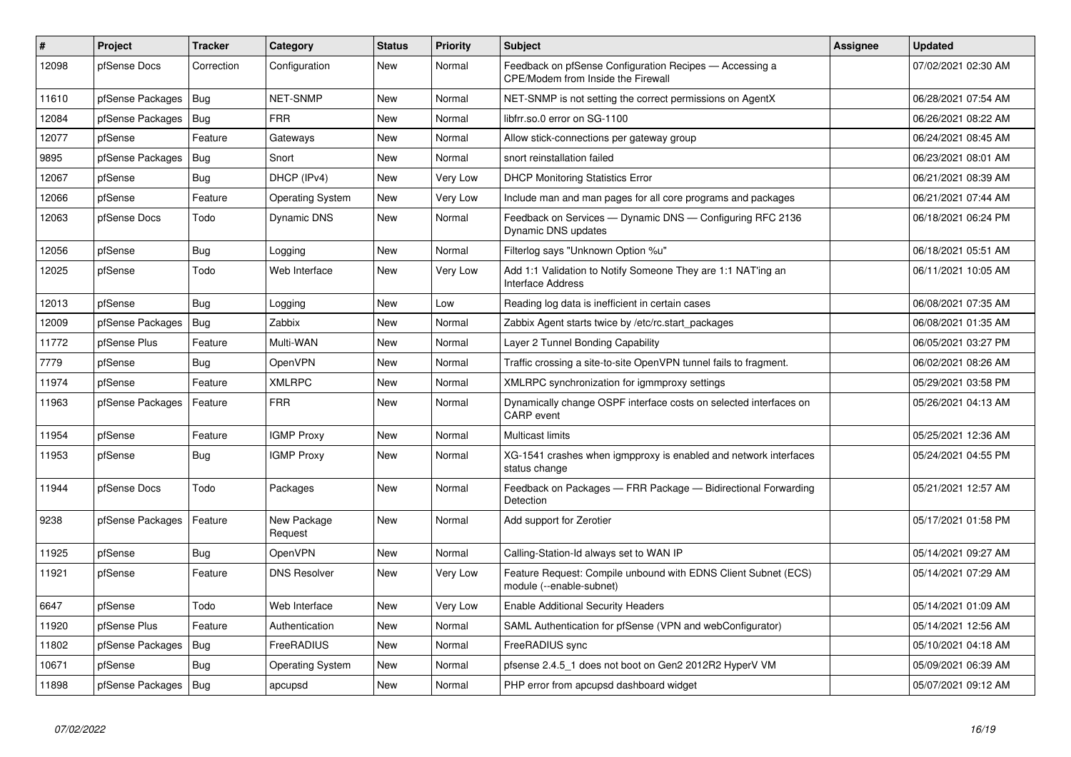| # | Project | Tracker | Category | Status | Priority | Subject | Assignee | Updated |
|---|---|---|---|---|---|---|---|---|
| 12098 | pfSense Docs | Correction | Configuration | New | Normal | Feedback on pfSense Configuration Recipes — Accessing a CPE/Modem from Inside the Firewall | | 07/02/2021 02:30 AM |
| 11610 | pfSense Packages | Bug | NET-SNMP | New | Normal | NET-SNMP is not setting the correct permissions on AgentX | | 06/28/2021 07:54 AM |
| 12084 | pfSense Packages | Bug | FRR | New | Normal | libfrr.so.0 error on SG-1100 | | 06/26/2021 08:22 AM |
| 12077 | pfSense | Feature | Gateways | New | Normal | Allow stick-connections per gateway group | | 06/24/2021 08:45 AM |
| 9895 | pfSense Packages | Bug | Snort | New | Normal | snort reinstallation failed | | 06/23/2021 08:01 AM |
| 12067 | pfSense | Bug | DHCP (IPv4) | New | Very Low | DHCP Monitoring Statistics Error | | 06/21/2021 08:39 AM |
| 12066 | pfSense | Feature | Operating System | New | Very Low | Include man and man pages for all core programs and packages | | 06/21/2021 07:44 AM |
| 12063 | pfSense Docs | Todo | Dynamic DNS | New | Normal | Feedback on Services — Dynamic DNS — Configuring RFC 2136 Dynamic DNS updates | | 06/18/2021 06:24 PM |
| 12056 | pfSense | Bug | Logging | New | Normal | Filterlog says "Unknown Option %u" | | 06/18/2021 05:51 AM |
| 12025 | pfSense | Todo | Web Interface | New | Very Low | Add 1:1 Validation to Notify Someone They are 1:1 NAT'ing an Interface Address | | 06/11/2021 10:05 AM |
| 12013 | pfSense | Bug | Logging | New | Low | Reading log data is inefficient in certain cases | | 06/08/2021 07:35 AM |
| 12009 | pfSense Packages | Bug | Zabbix | New | Normal | Zabbix Agent starts twice by /etc/rc.start_packages | | 06/08/2021 01:35 AM |
| 11772 | pfSense Plus | Feature | Multi-WAN | New | Normal | Layer 2 Tunnel Bonding Capability | | 06/05/2021 03:27 PM |
| 7779 | pfSense | Bug | OpenVPN | New | Normal | Traffic crossing a site-to-site OpenVPN tunnel fails to fragment. | | 06/02/2021 08:26 AM |
| 11974 | pfSense | Feature | XMLRPC | New | Normal | XMLRPC synchronization for igmmproxy settings | | 05/29/2021 03:58 PM |
| 11963 | pfSense Packages | Feature | FRR | New | Normal | Dynamically change OSPF interface costs on selected interfaces on CARP event | | 05/26/2021 04:13 AM |
| 11954 | pfSense | Feature | IGMP Proxy | New | Normal | Multicast limits | | 05/25/2021 12:36 AM |
| 11953 | pfSense | Bug | IGMP Proxy | New | Normal | XG-1541 crashes when igmpproxy is enabled and network interfaces status change | | 05/24/2021 04:55 PM |
| 11944 | pfSense Docs | Todo | Packages | New | Normal | Feedback on Packages — FRR Package — Bidirectional Forwarding Detection | | 05/21/2021 12:57 AM |
| 9238 | pfSense Packages | Feature | New Package Request | New | Normal | Add support for Zerotier | | 05/17/2021 01:58 PM |
| 11925 | pfSense | Bug | OpenVPN | New | Normal | Calling-Station-Id always set to WAN IP | | 05/14/2021 09:27 AM |
| 11921 | pfSense | Feature | DNS Resolver | New | Very Low | Feature Request: Compile unbound with EDNS Client Subnet (ECS) module (--enable-subnet) | | 05/14/2021 07:29 AM |
| 6647 | pfSense | Todo | Web Interface | New | Very Low | Enable Additional Security Headers | | 05/14/2021 01:09 AM |
| 11920 | pfSense Plus | Feature | Authentication | New | Normal | SAML Authentication for pfSense (VPN and webConfigurator) | | 05/14/2021 12:56 AM |
| 11802 | pfSense Packages | Bug | FreeRADIUS | New | Normal | FreeRADIUS sync | | 05/10/2021 04:18 AM |
| 10671 | pfSense | Bug | Operating System | New | Normal | pfsense 2.4.5_1 does not boot on Gen2 2012R2 HyperV VM | | 05/09/2021 06:39 AM |
| 11898 | pfSense Packages | Bug | apcupsd | New | Normal | PHP error from apcupsd dashboard widget | | 05/07/2021 09:12 AM |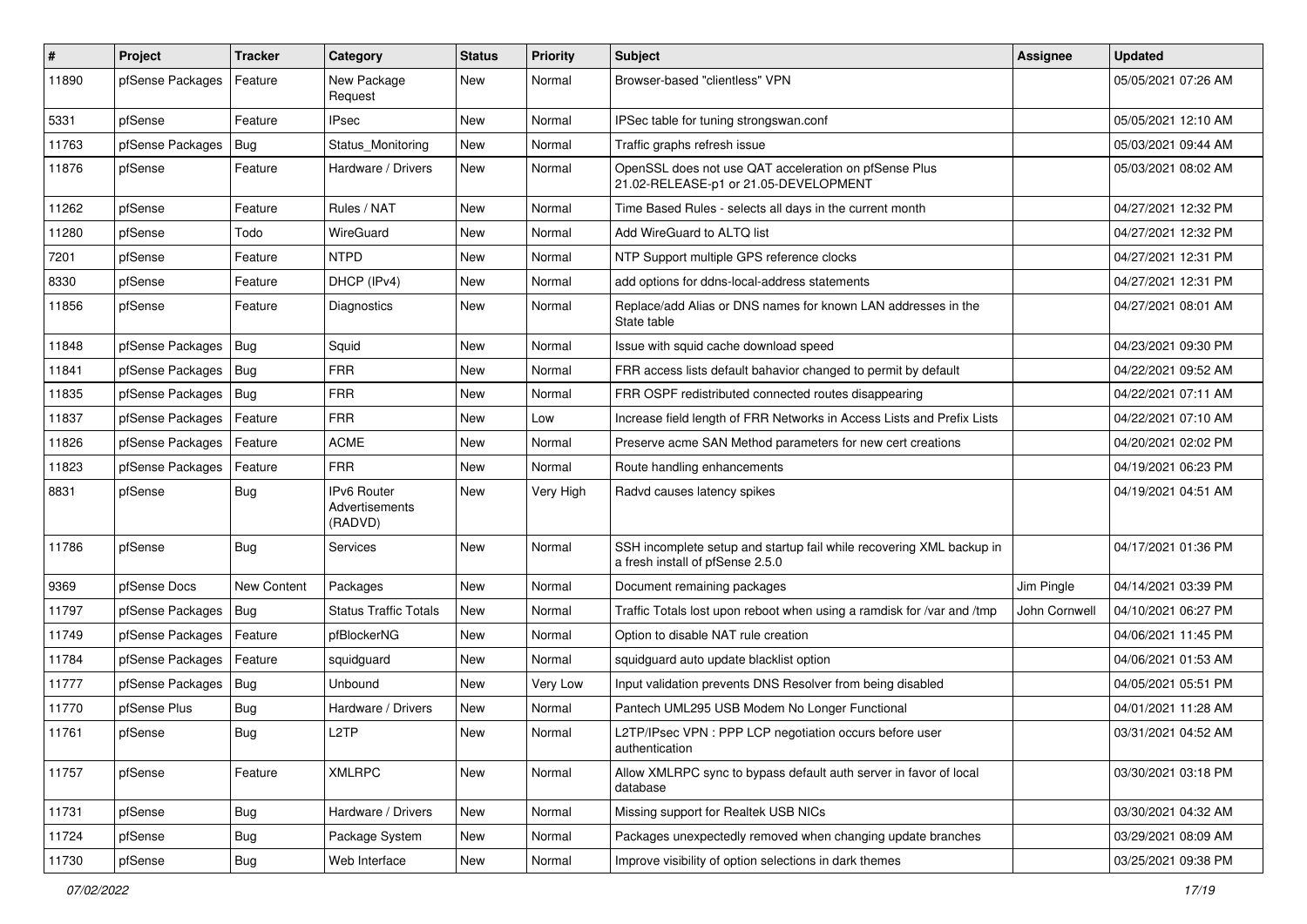| # | Project | Tracker | Category | Status | Priority | Subject | Assignee | Updated |
|---|---|---|---|---|---|---|---|---|
| 11890 | pfSense Packages | Feature | New Package Request | New | Normal | Browser-based "clientless" VPN | | 05/05/2021 07:26 AM |
| 5331 | pfSense | Feature | IPsec | New | Normal | IPSec table for tuning strongswan.conf | | 05/05/2021 12:10 AM |
| 11763 | pfSense Packages | Bug | Status_Monitoring | New | Normal | Traffic graphs refresh issue | | 05/03/2021 09:44 AM |
| 11876 | pfSense | Feature | Hardware / Drivers | New | Normal | OpenSSL does not use QAT acceleration on pfSense Plus 21.02-RELEASE-p1 or 21.05-DEVELOPMENT | | 05/03/2021 08:02 AM |
| 11262 | pfSense | Feature | Rules / NAT | New | Normal | Time Based Rules - selects all days in the current month | | 04/27/2021 12:32 PM |
| 11280 | pfSense | Todo | WireGuard | New | Normal | Add WireGuard to ALTQ list | | 04/27/2021 12:32 PM |
| 7201 | pfSense | Feature | NTPD | New | Normal | NTP Support multiple GPS reference clocks | | 04/27/2021 12:31 PM |
| 8330 | pfSense | Feature | DHCP (IPv4) | New | Normal | add options for ddns-local-address statements | | 04/27/2021 12:31 PM |
| 11856 | pfSense | Feature | Diagnostics | New | Normal | Replace/add Alias or DNS names for known LAN addresses in the State table | | 04/27/2021 08:01 AM |
| 11848 | pfSense Packages | Bug | Squid | New | Normal | Issue with squid cache download speed | | 04/23/2021 09:30 PM |
| 11841 | pfSense Packages | Bug | FRR | New | Normal | FRR access lists default bahavior changed to permit by default | | 04/22/2021 09:52 AM |
| 11835 | pfSense Packages | Bug | FRR | New | Normal | FRR OSPF redistributed connected routes disappearing | | 04/22/2021 07:11 AM |
| 11837 | pfSense Packages | Feature | FRR | New | Low | Increase field length of FRR Networks in Access Lists and Prefix Lists | | 04/22/2021 07:10 AM |
| 11826 | pfSense Packages | Feature | ACME | New | Normal | Preserve acme SAN Method parameters for new cert creations | | 04/20/2021 02:02 PM |
| 11823 | pfSense Packages | Feature | FRR | New | Normal | Route handling enhancements | | 04/19/2021 06:23 PM |
| 8831 | pfSense | Bug | IPv6 Router Advertisements (RADVD) | New | Very High | Radvd causes latency spikes | | 04/19/2021 04:51 AM |
| 11786 | pfSense | Bug | Services | New | Normal | SSH incomplete setup and startup fail while recovering XML backup in a fresh install of pfSense 2.5.0 | | 04/17/2021 01:36 PM |
| 9369 | pfSense Docs | New Content | Packages | New | Normal | Document remaining packages | Jim Pingle | 04/14/2021 03:39 PM |
| 11797 | pfSense Packages | Bug | Status Traffic Totals | New | Normal | Traffic Totals lost upon reboot when using a ramdisk for /var and /tmp | John Cornwell | 04/10/2021 06:27 PM |
| 11749 | pfSense Packages | Feature | pfBlockerNG | New | Normal | Option to disable NAT rule creation | | 04/06/2021 11:45 PM |
| 11784 | pfSense Packages | Feature | squidguard | New | Normal | squidguard auto update blacklist option | | 04/06/2021 01:53 AM |
| 11777 | pfSense Packages | Bug | Unbound | New | Very Low | Input validation prevents DNS Resolver from being disabled | | 04/05/2021 05:51 PM |
| 11770 | pfSense Plus | Bug | Hardware / Drivers | New | Normal | Pantech UML295 USB Modem No Longer Functional | | 04/01/2021 11:28 AM |
| 11761 | pfSense | Bug | L2TP | New | Normal | L2TP/IPsec VPN : PPP LCP negotiation occurs before user authentication | | 03/31/2021 04:52 AM |
| 11757 | pfSense | Feature | XMLRPC | New | Normal | Allow XMLRPC sync to bypass default auth server in favor of local database | | 03/30/2021 03:18 PM |
| 11731 | pfSense | Bug | Hardware / Drivers | New | Normal | Missing support for Realtek USB NICs | | 03/30/2021 04:32 AM |
| 11724 | pfSense | Bug | Package System | New | Normal | Packages unexpectedly removed when changing update branches | | 03/29/2021 08:09 AM |
| 11730 | pfSense | Bug | Web Interface | New | Normal | Improve visibility of option selections in dark themes | | 03/25/2021 09:38 PM |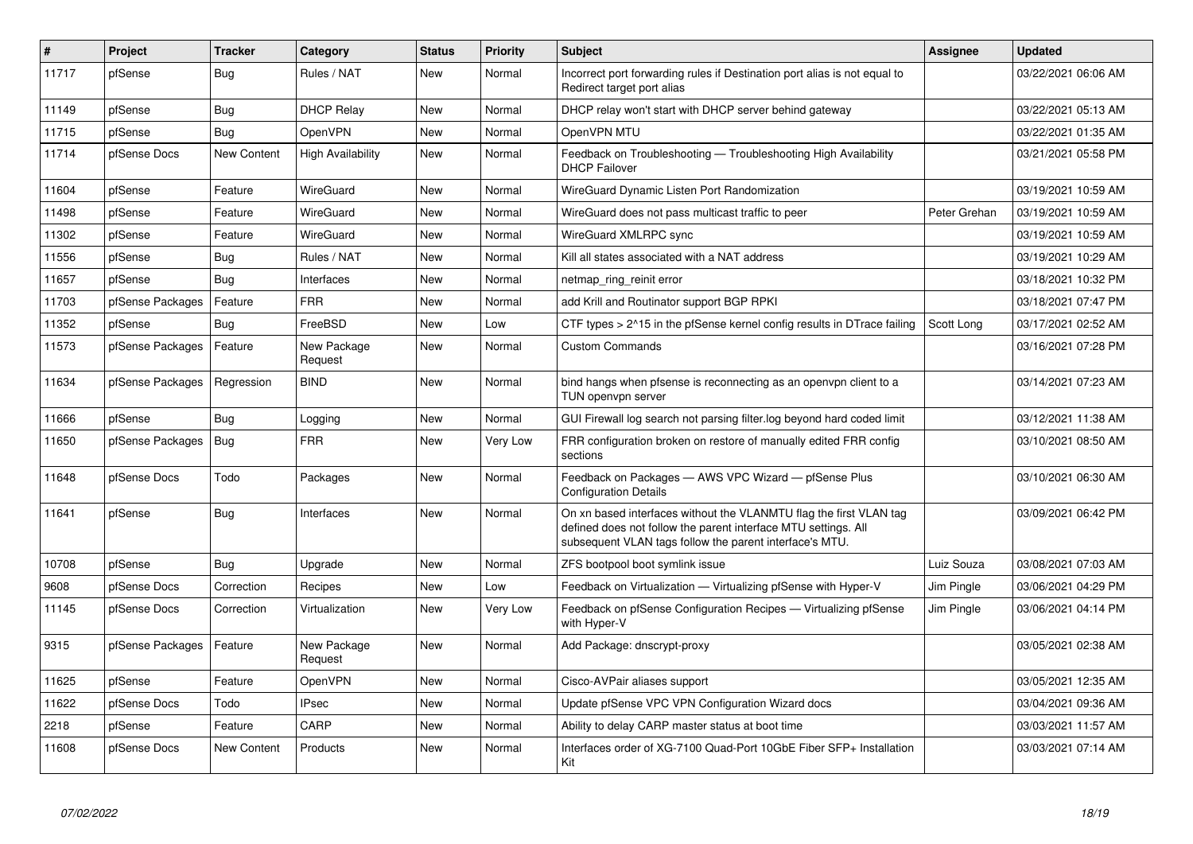| # | Project | Tracker | Category | Status | Priority | Subject | Assignee | Updated |
|---|---|---|---|---|---|---|---|---|
| 11717 | pfSense | Bug | Rules / NAT | New | Normal | Incorrect port forwarding rules if Destination port alias is not equal to Redirect target port alias | | 03/22/2021 06:06 AM |
| 11149 | pfSense | Bug | DHCP Relay | New | Normal | DHCP relay won't start with DHCP server behind gateway | | 03/22/2021 05:13 AM |
| 11715 | pfSense | Bug | OpenVPN | New | Normal | OpenVPN MTU | | 03/22/2021 01:35 AM |
| 11714 | pfSense Docs | New Content | High Availability | New | Normal | Feedback on Troubleshooting — Troubleshooting High Availability DHCP Failover | | 03/21/2021 05:58 PM |
| 11604 | pfSense | Feature | WireGuard | New | Normal | WireGuard Dynamic Listen Port Randomization | | 03/19/2021 10:59 AM |
| 11498 | pfSense | Feature | WireGuard | New | Normal | WireGuard does not pass multicast traffic to peer | Peter Grehan | 03/19/2021 10:59 AM |
| 11302 | pfSense | Feature | WireGuard | New | Normal | WireGuard XMLRPC sync | | 03/19/2021 10:59 AM |
| 11556 | pfSense | Bug | Rules / NAT | New | Normal | Kill all states associated with a NAT address | | 03/19/2021 10:29 AM |
| 11657 | pfSense | Bug | Interfaces | New | Normal | netmap_ring_reinit error | | 03/18/2021 10:32 PM |
| 11703 | pfSense Packages | Feature | FRR | New | Normal | add Krill and Routinator support BGP RPKI | | 03/18/2021 07:47 PM |
| 11352 | pfSense | Bug | FreeBSD | New | Low | CTF types > 2^15 in the pfSense kernel config results in DTrace failing | Scott Long | 03/17/2021 02:52 AM |
| 11573 | pfSense Packages | Feature | New Package Request | New | Normal | Custom Commands | | 03/16/2021 07:28 PM |
| 11634 | pfSense Packages | Regression | BIND | New | Normal | bind hangs when pfsense is reconnecting as an openvpn client to a TUN openvpn server | | 03/14/2021 07:23 AM |
| 11666 | pfSense | Bug | Logging | New | Normal | GUI Firewall log search not parsing filter.log beyond hard coded limit | | 03/12/2021 11:38 AM |
| 11650 | pfSense Packages | Bug | FRR | New | Very Low | FRR configuration broken on restore of manually edited FRR config sections | | 03/10/2021 08:50 AM |
| 11648 | pfSense Docs | Todo | Packages | New | Normal | Feedback on Packages — AWS VPC Wizard — pfSense Plus Configuration Details | | 03/10/2021 06:30 AM |
| 11641 | pfSense | Bug | Interfaces | New | Normal | On xn based interfaces without the VLANMTU flag the first VLAN tag defined does not follow the parent interface MTU settings. All subsequent VLAN tags follow the parent interface's MTU. | | 03/09/2021 06:42 PM |
| 10708 | pfSense | Bug | Upgrade | New | Normal | ZFS bootpool boot symlink issue | Luiz Souza | 03/08/2021 07:03 AM |
| 9608 | pfSense Docs | Correction | Recipes | New | Low | Feedback on Virtualization — Virtualizing pfSense with Hyper-V | Jim Pingle | 03/06/2021 04:29 PM |
| 11145 | pfSense Docs | Correction | Virtualization | New | Very Low | Feedback on pfSense Configuration Recipes — Virtualizing pfSense with Hyper-V | Jim Pingle | 03/06/2021 04:14 PM |
| 9315 | pfSense Packages | Feature | New Package Request | New | Normal | Add Package: dnscrypt-proxy | | 03/05/2021 02:38 AM |
| 11625 | pfSense | Feature | OpenVPN | New | Normal | Cisco-AVPair aliases support | | 03/05/2021 12:35 AM |
| 11622 | pfSense Docs | Todo | IPsec | New | Normal | Update pfSense VPC VPN Configuration Wizard docs | | 03/04/2021 09:36 AM |
| 2218 | pfSense | Feature | CARP | New | Normal | Ability to delay CARP master status at boot time | | 03/03/2021 11:57 AM |
| 11608 | pfSense Docs | New Content | Products | New | Normal | Interfaces order of XG-7100 Quad-Port 10GbE Fiber SFP+ Installation Kit | | 03/03/2021 07:14 AM |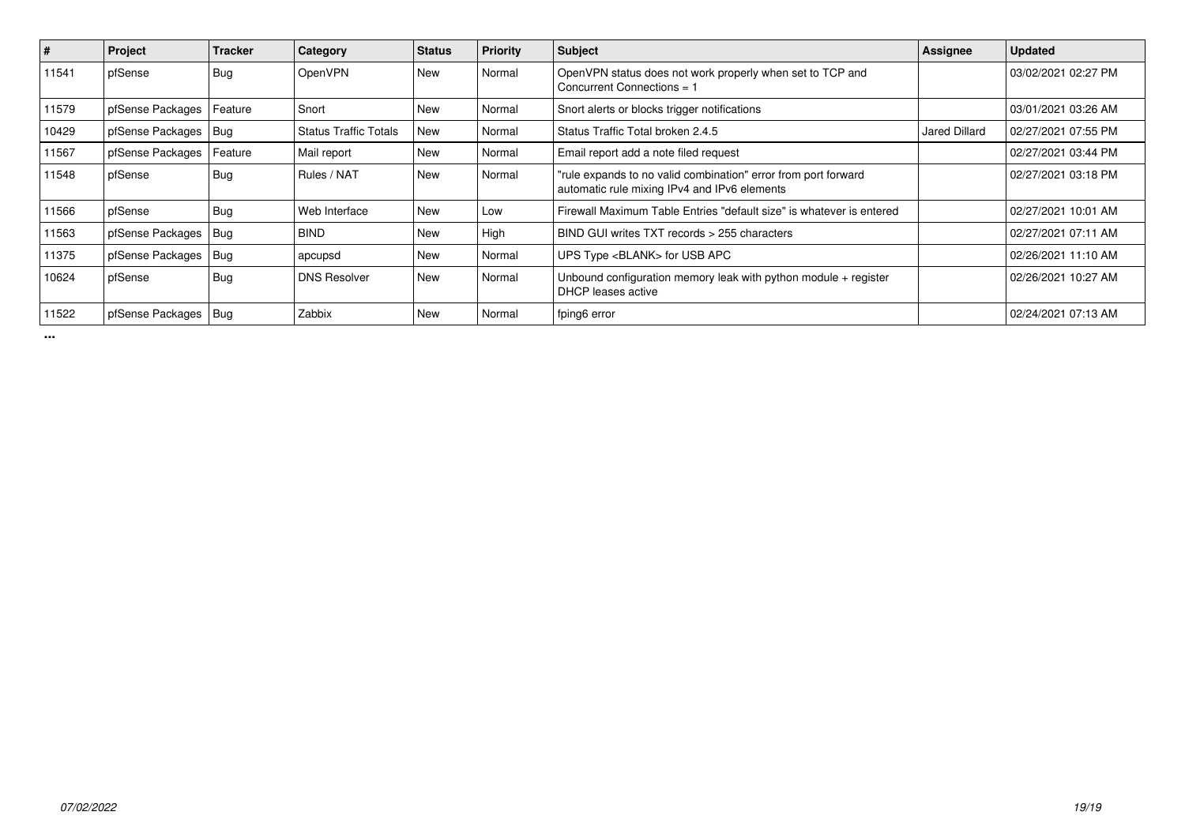| # | Project | Tracker | Category | Status | Priority | Subject | Assignee | Updated |
|---|---|---|---|---|---|---|---|---|
| 11541 | pfSense | Bug | OpenVPN | New | Normal | OpenVPN status does not work properly when set to TCP and Concurrent Connections = 1 | | 03/02/2021 02:27 PM |
| 11579 | pfSense Packages | Feature | Snort | New | Normal | Snort alerts or blocks trigger notifications | | 03/01/2021 03:26 AM |
| 10429 | pfSense Packages | Bug | Status Traffic Totals | New | Normal | Status Traffic Total broken 2.4.5 | Jared Dillard | 02/27/2021 07:55 PM |
| 11567 | pfSense Packages | Feature | Mail report | New | Normal | Email report add a note filed request | | 02/27/2021 03:44 PM |
| 11548 | pfSense | Bug | Rules / NAT | New | Normal | "rule expands to no valid combination" error from port forward automatic rule mixing IPv4 and IPv6 elements | | 02/27/2021 03:18 PM |
| 11566 | pfSense | Bug | Web Interface | New | Low | Firewall Maximum Table Entries "default size" is whatever is entered | | 02/27/2021 10:01 AM |
| 11563 | pfSense Packages | Bug | BIND | New | High | BIND GUI writes TXT records > 255 characters | | 02/27/2021 07:11 AM |
| 11375 | pfSense Packages | Bug | apcupsd | New | Normal | UPS Type <BLANK> for USB APC | | 02/26/2021 11:10 AM |
| 10624 | pfSense | Bug | DNS Resolver | New | Normal | Unbound configuration memory leak with python module + register DHCP leases active | | 02/26/2021 10:27 AM |
| 11522 | pfSense Packages | Bug | Zabbix | New | Normal | fping6 error | | 02/24/2021 07:13 AM |

...